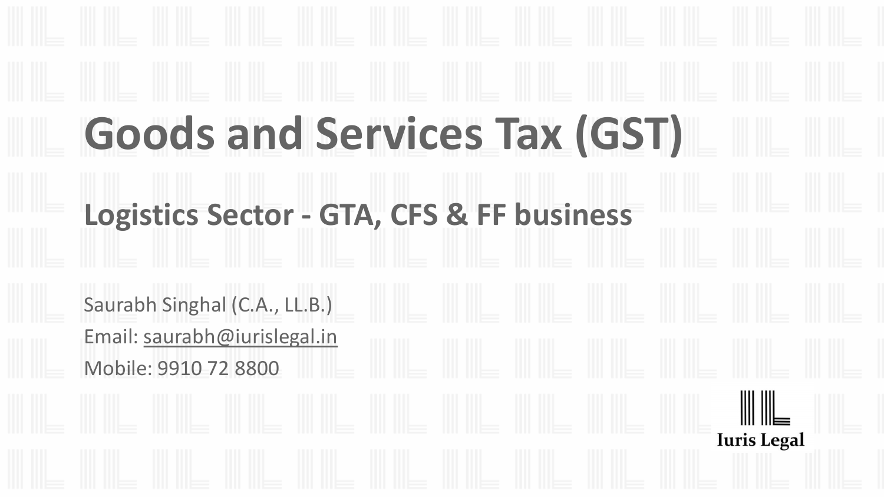# Goods and Services Tax (GST)

## Logistics Sector - GTA, CFS & FF business

Saurabh Singhal (C.A., LL.B.)

Email: saurabh@iurislegal.in

Mobile: 9910 72 8800

Iuris Legal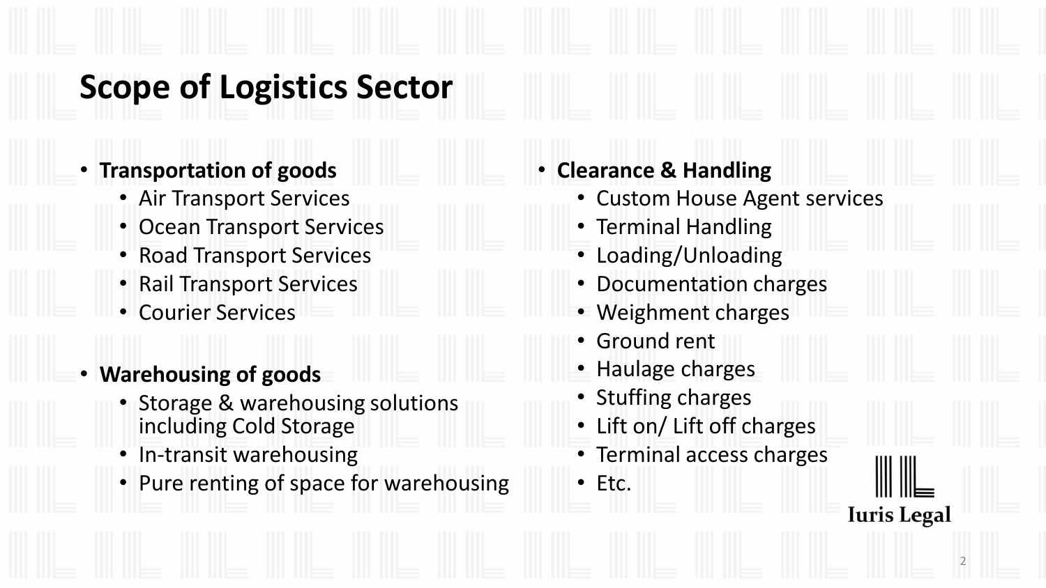# Scope of Logistics Sector

- **Transportation of goods**
  - Air Transport Services
  - Ocean Transport Services
  - Road Transport Services
  - Rail Transport Services
  - Courier Services

- **Warehousing of goods**
  - Storage & warehousing solutions including Cold Storage
  - In-transit warehousing
  - Pure renting of space for warehousing

- **Clearance & Handling**
  - Custom House Agent services
  - Terminal Handling
  - Loading/Unloading
  - Documentation charges
  - Weighment charges
  - Ground rent
  - Haulage charges
  - Stuffing charges
  - Lift on/ Lift off charges
  - Terminal access charges
  - Etc.

Iuris Legal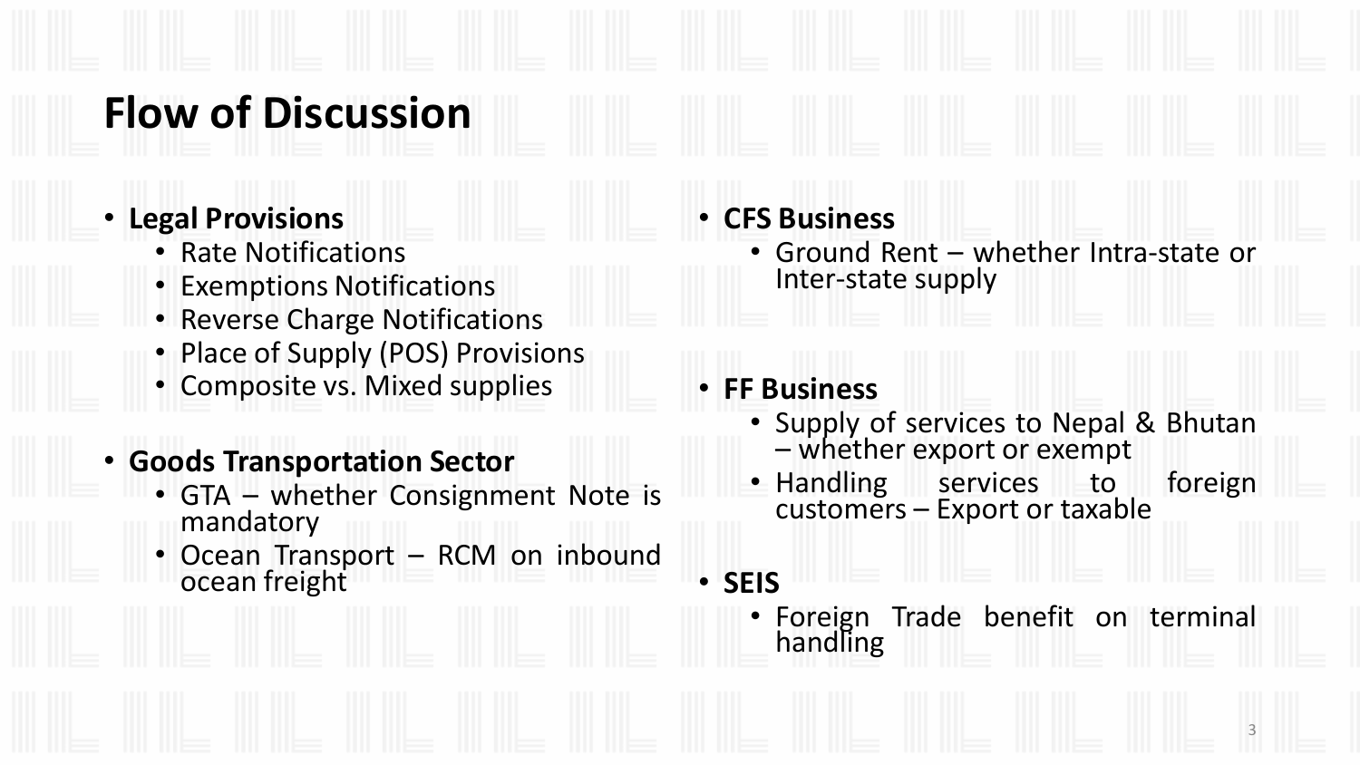# Flow of Discussion

- **Legal Provisions**
  - Rate Notifications
  - Exemptions Notifications
  - Reverse Charge Notifications
  - Place of Supply (POS) Provisions
  - Composite vs. Mixed supplies
- **Goods Transportation Sector**
  - GTA – whether Consignment Note is mandatory
  - Ocean Transport – RCM on inbound ocean freight
- **CFS Business**
  - Ground Rent – whether Intra-state or Inter-state supply
- **FF Business**
  - Supply of services to Nepal & Bhutan – whether export or exempt
  - Handling services to foreign customers – Export or taxable
- **SEIS**
  - Foreign Trade benefit on terminal handling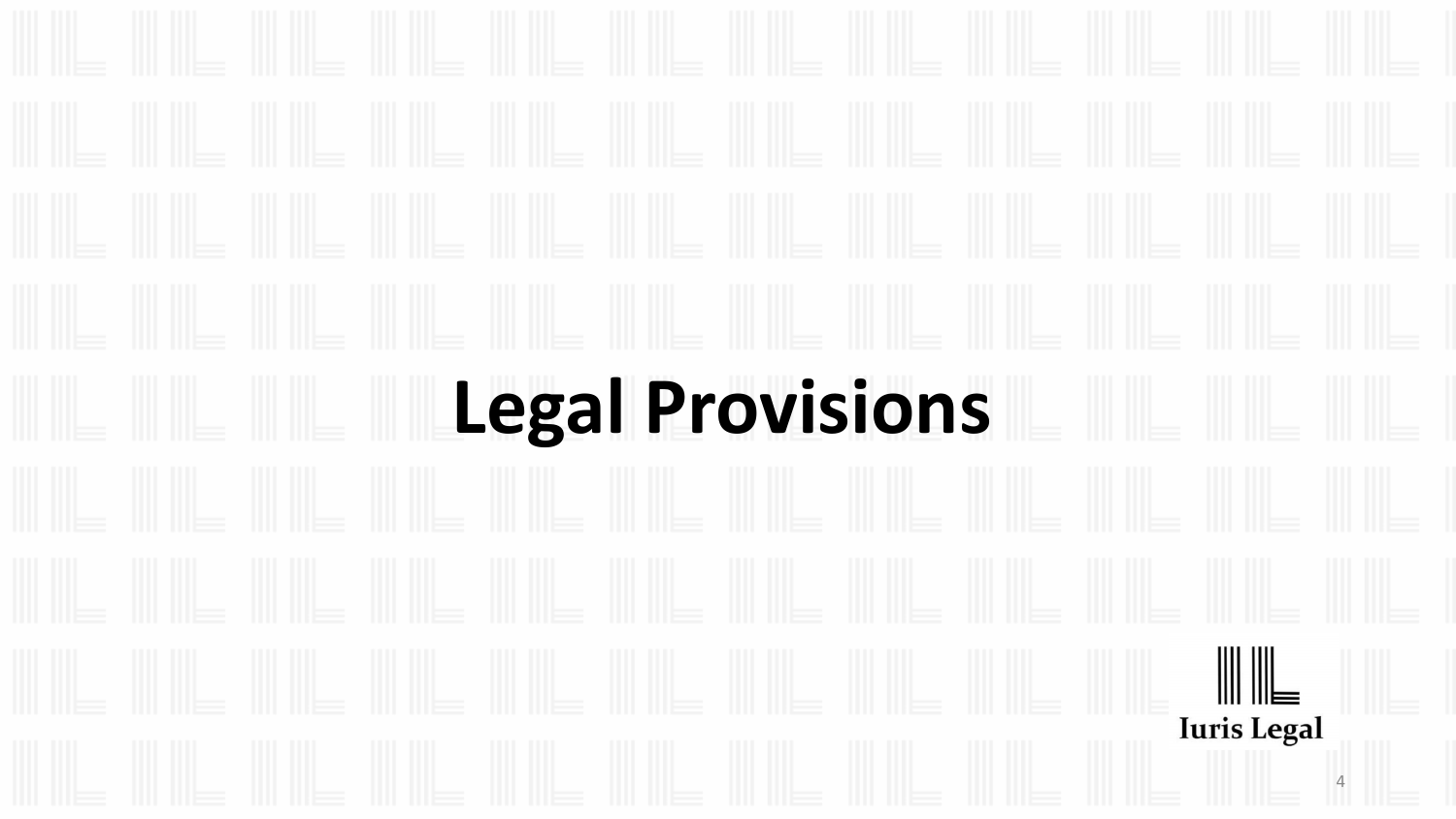# Legal Provisions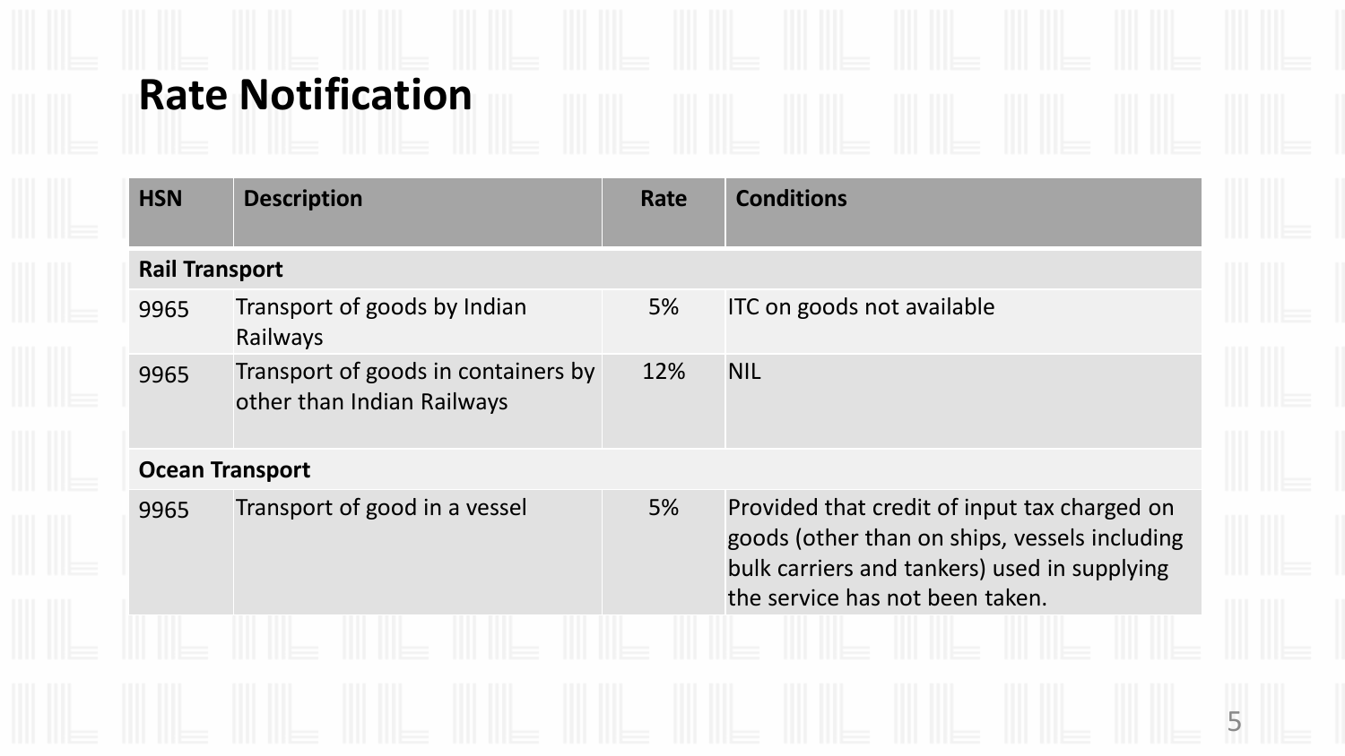# Rate Notification

| HSN | Description | Rate | Conditions |
|---|---|---|---|
| **Rail Transport** | | | |
| 9965 | Transport of goods by Indian Railways | 5% | ITC on goods not available |
| 9965 | Transport of goods in containers by other than Indian Railways | 12% | NIL |
| **Ocean Transport** | | | |
| 9965 | Transport of good in a vessel | 5% | Provided that credit of input tax charged on goods (other than on ships, vessels including bulk carriers and tankers) used in supplying the service has not been taken. |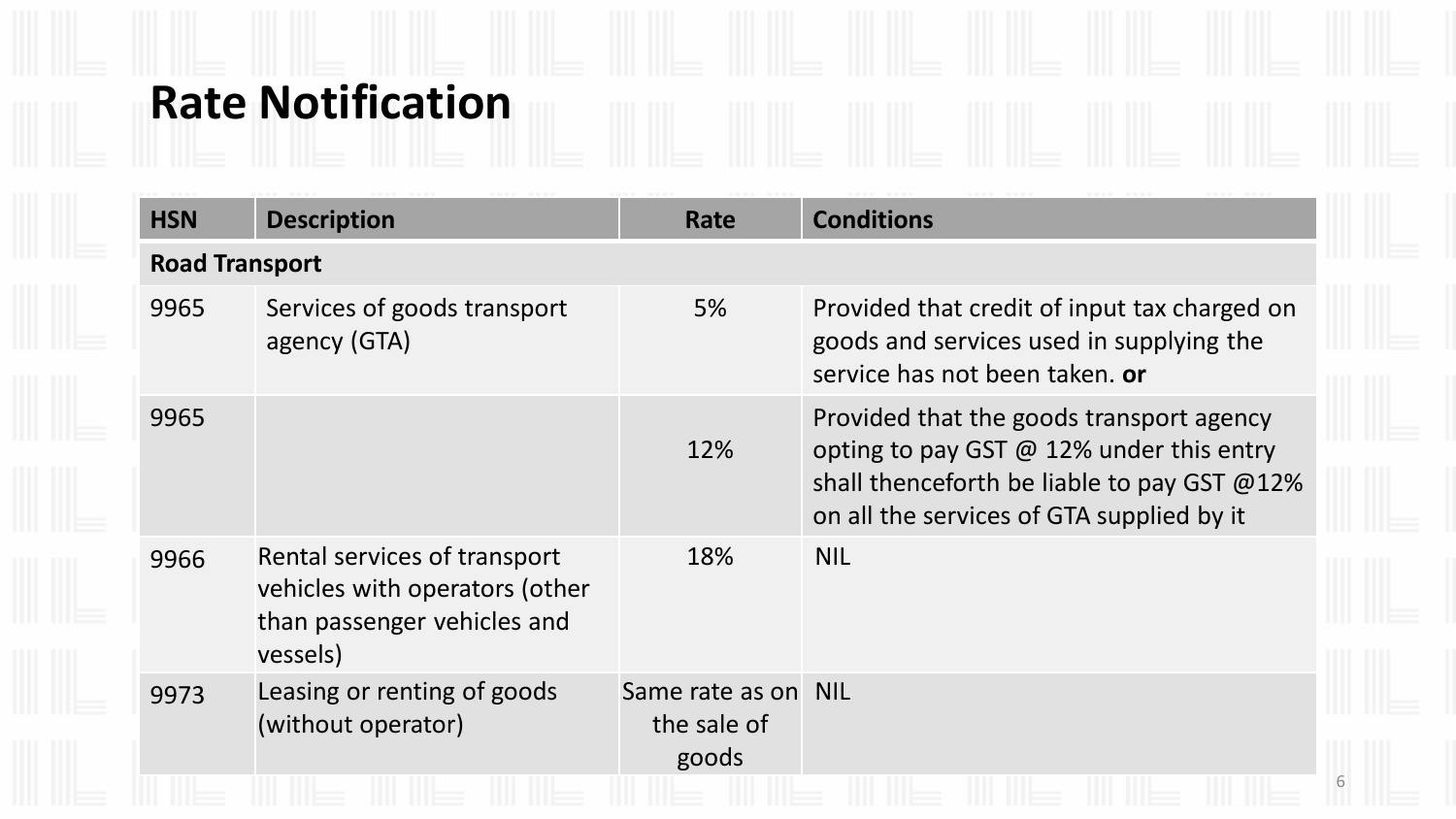# Rate Notification

| HSN | Description | Rate | Conditions |
|---|---|---|---|
| **Road Transport** | | | |
| 9965 | Services of goods transport agency (GTA) | 5% | Provided that credit of input tax charged on goods and services used in supplying the service has not been taken. **or** |
| 9965 | | 12% | Provided that the goods transport agency opting to pay GST @ 12% under this entry shall thenceforth be liable to pay GST @12% on all the services of GTA supplied by it |
| 9966 | Rental services of transport vehicles with operators (other than passenger vehicles and vessels) | 18% | NIL |
| 9973 | Leasing or renting of goods (without operator) | Same rate as on the sale of goods | NIL |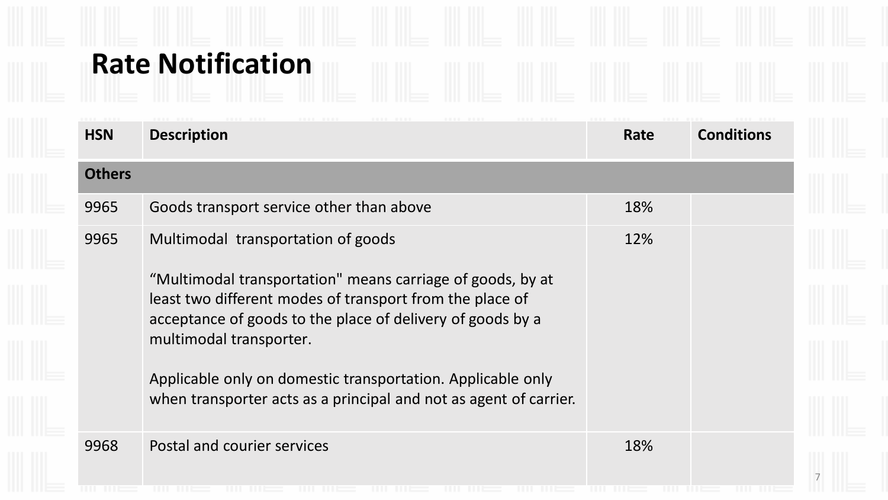# Rate Notification

| HSN | Description | Rate | Conditions |
|---|---|---|---|
| **Others** | | | |
| 9965 | Goods transport service other than above | 18% | |
| 9965 | Multimodal transportation of goods<br><br>"Multimodal transportation" means carriage of goods, by at least two different modes of transport from the place of acceptance of goods to the place of delivery of goods by a multimodal transporter.<br><br>Applicable only on domestic transportation. Applicable only when transporter acts as a principal and not as agent of carrier. | 12% | |
| 9968 | Postal and courier services | 18% | |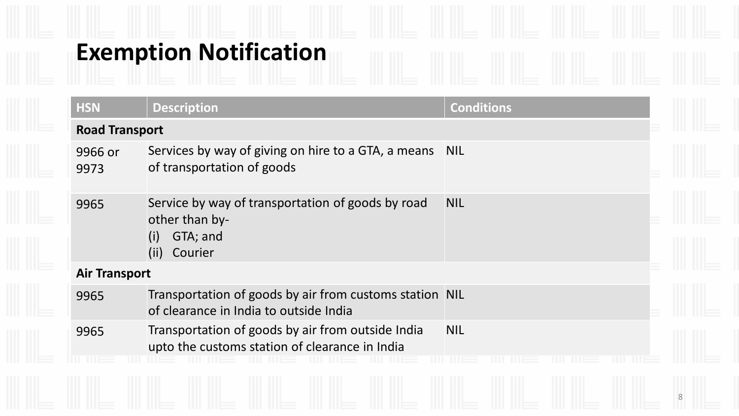# Exemption Notification

| HSN | Description | Conditions |
|---|---|---|
| **Road Transport** | | |
| 9966 or 9973 | Services by way of giving on hire to a GTA, a means of transportation of goods | NIL |
| 9965 | Service by way of transportation of goods by road other than by-<br>(i) GTA; and<br>(ii) Courier | NIL |
| **Air Transport** | | |
| 9965 | Transportation of goods by air from customs station of clearance in India to outside India | NIL |
| 9965 | Transportation of goods by air from outside India upto the customs station of clearance in India | NIL |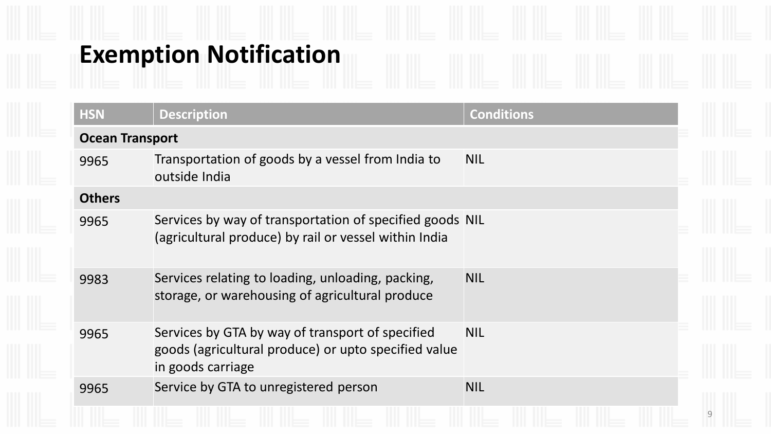# Exemption Notification

| HSN | Description | Conditions |
|---|---|---|
| **Ocean Transport** | | |
| 9965 | Transportation of goods by a vessel from India to outside India | NIL |
| **Others** | | |
| 9965 | Services by way of transportation of specified goods (agricultural produce) by rail or vessel within India | NIL |
| 9983 | Services relating to loading, unloading, packing, storage, or warehousing of agricultural produce | NIL |
| 9965 | Services by GTA by way of transport of specified goods (agricultural produce) or upto specified value in goods carriage | NIL |
| 9965 | Service by GTA to unregistered person | NIL |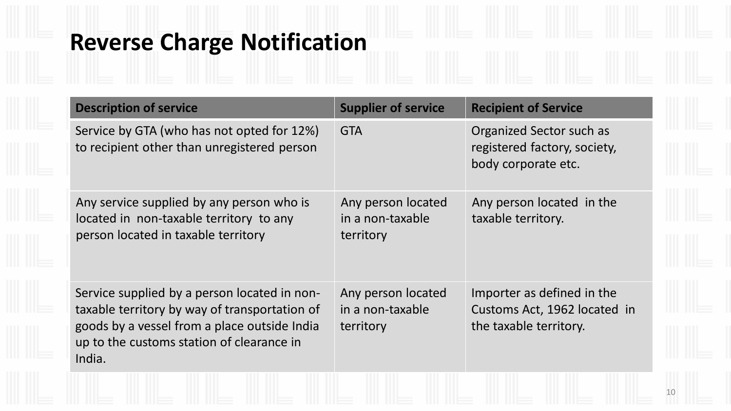# Reverse Charge Notification

| Description of service | Supplier of service | Recipient of Service |
|---|---|---|
| Service by GTA (who has not opted for 12%) to recipient other than unregistered person | GTA | Organized Sector such as registered factory, society, body corporate etc. |
| Any service supplied by any person who is located in non-taxable territory to any person located in taxable territory | Any person located in a non-taxable territory | Any person located in the taxable territory. |
| Service supplied by a person located in non-taxable territory by way of transportation of goods by a vessel from a place outside India up to the customs station of clearance in India. | Any person located in a non-taxable territory | Importer as defined in the Customs Act, 1962 located in the taxable territory. |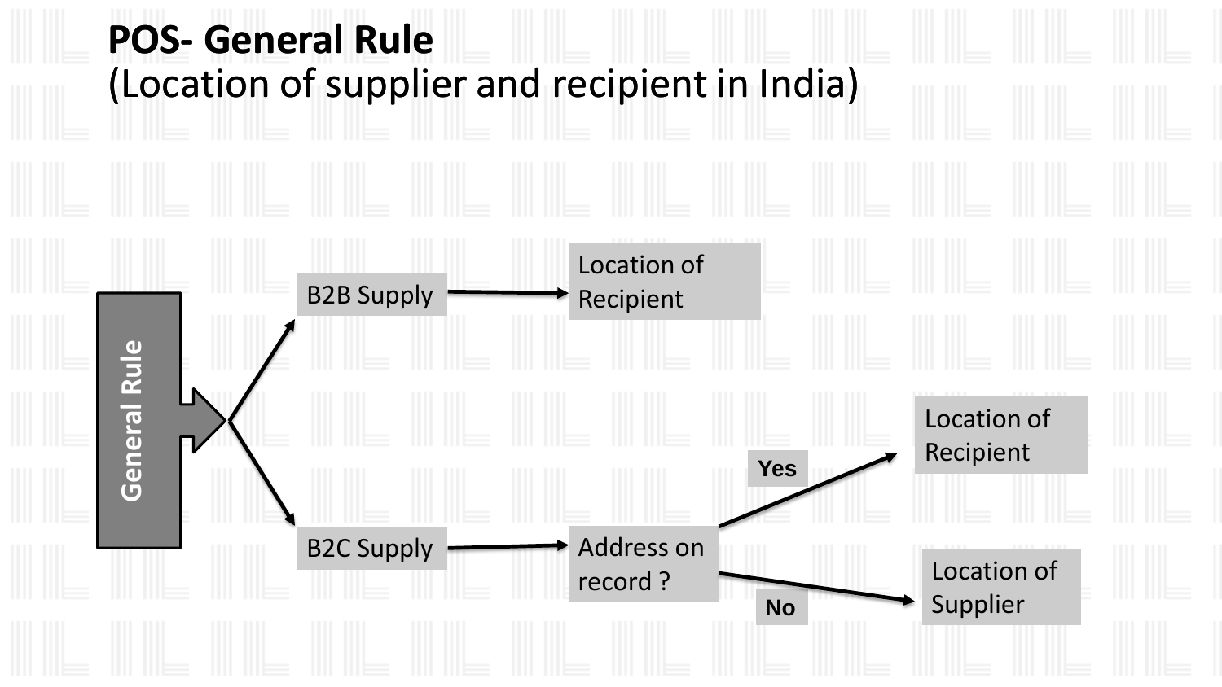# POS- General Rule

(Location of supplier and recipient in India)

**General Rule**

- B2B Supply → Location of Recipient
- B2C Supply → Address on record ?
  - Yes → Location of Recipient
  - No → Location of Supplier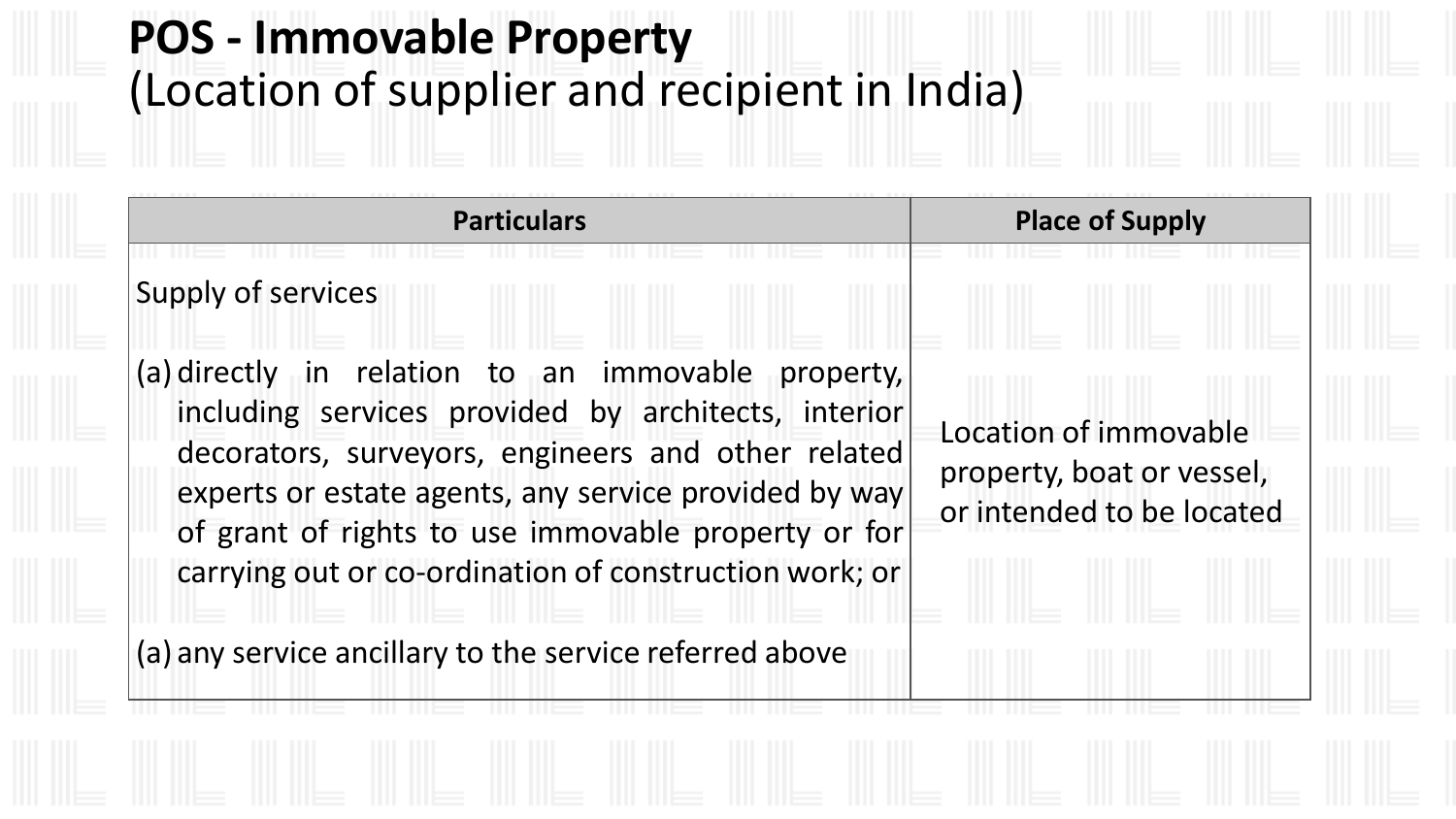# POS - Immovable Property
(Location of supplier and recipient in India)

| Particulars | Place of Supply |
|---|---|
| Supply of services<br><br>(a) directly in relation to an immovable property, including services provided by architects, interior decorators, surveyors, engineers and other related experts or estate agents, any service provided by way of grant of rights to use immovable property or for carrying out or co-ordination of construction work; or<br><br>(a) any service ancillary to the service referred above | Location of immovable property, boat or vessel, or intended to be located |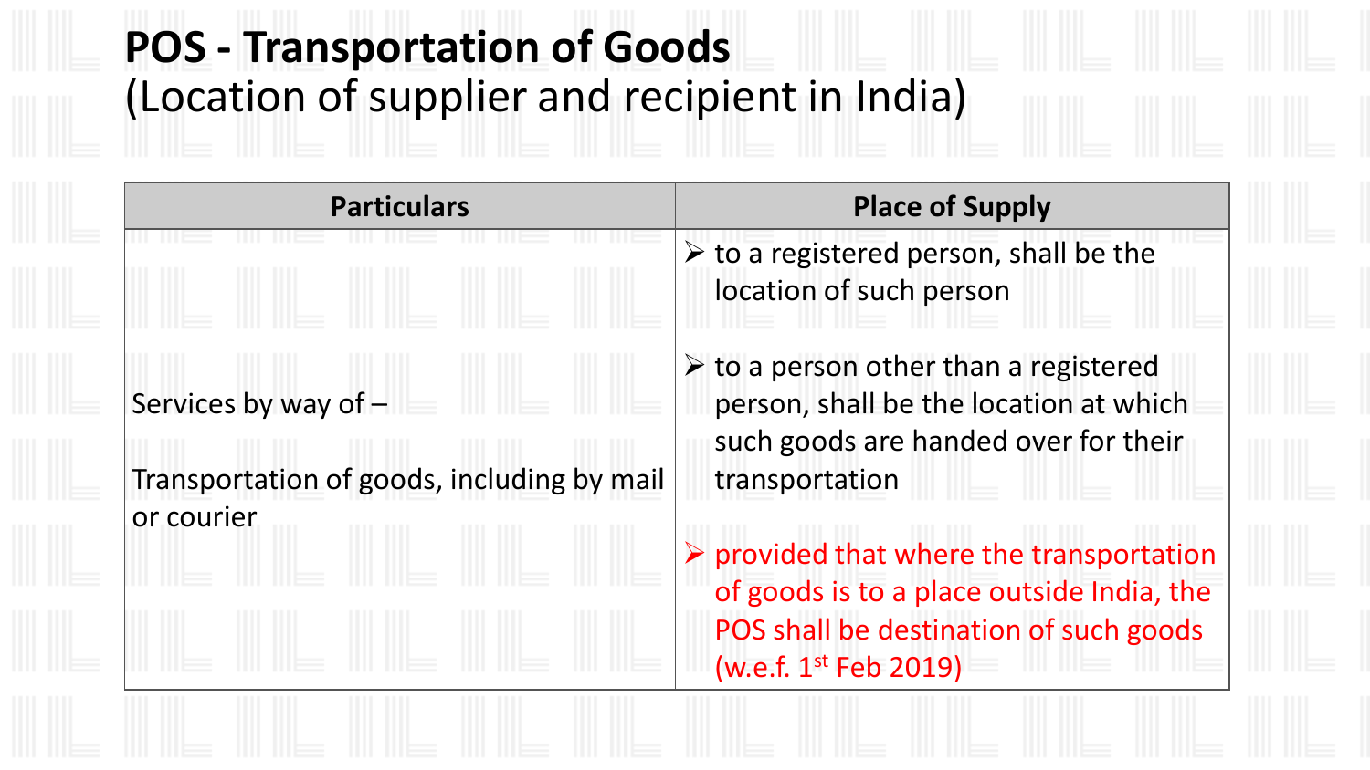# POS - Transportation of Goods
(Location of supplier and recipient in India)

| Particulars | Place of Supply |
|---|---|
| Services by way of – <br><br> Transportation of goods, including by mail or courier | ➢ to a registered person, shall be the location of such person <br><br> ➢ to a person other than a registered person, shall be the location at which such goods are handed over for their transportation <br><br> ➢ provided that where the transportation of goods is to a place outside India, the POS shall be destination of such goods (w.e.f. 1st Feb 2019) |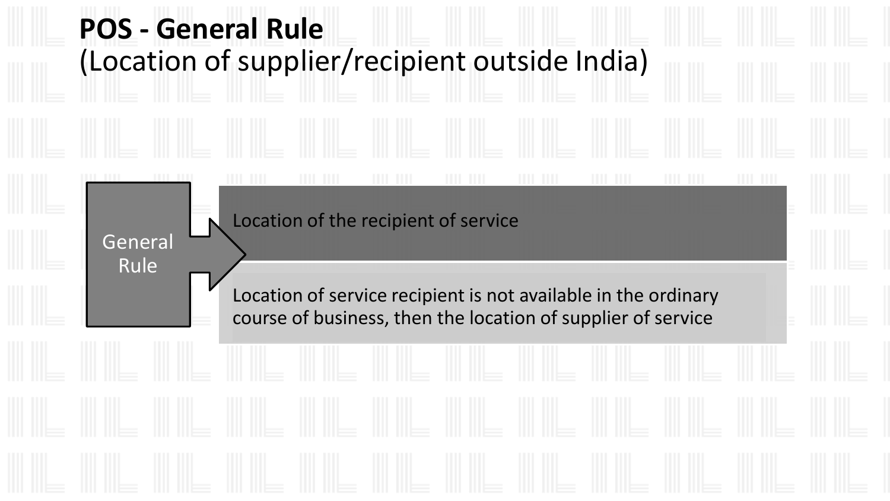# POS - General Rule
(Location of supplier/recipient outside India)

**General Rule**

- Location of the recipient of service
- Location of service recipient is not available in the ordinary course of business, then the location of supplier of service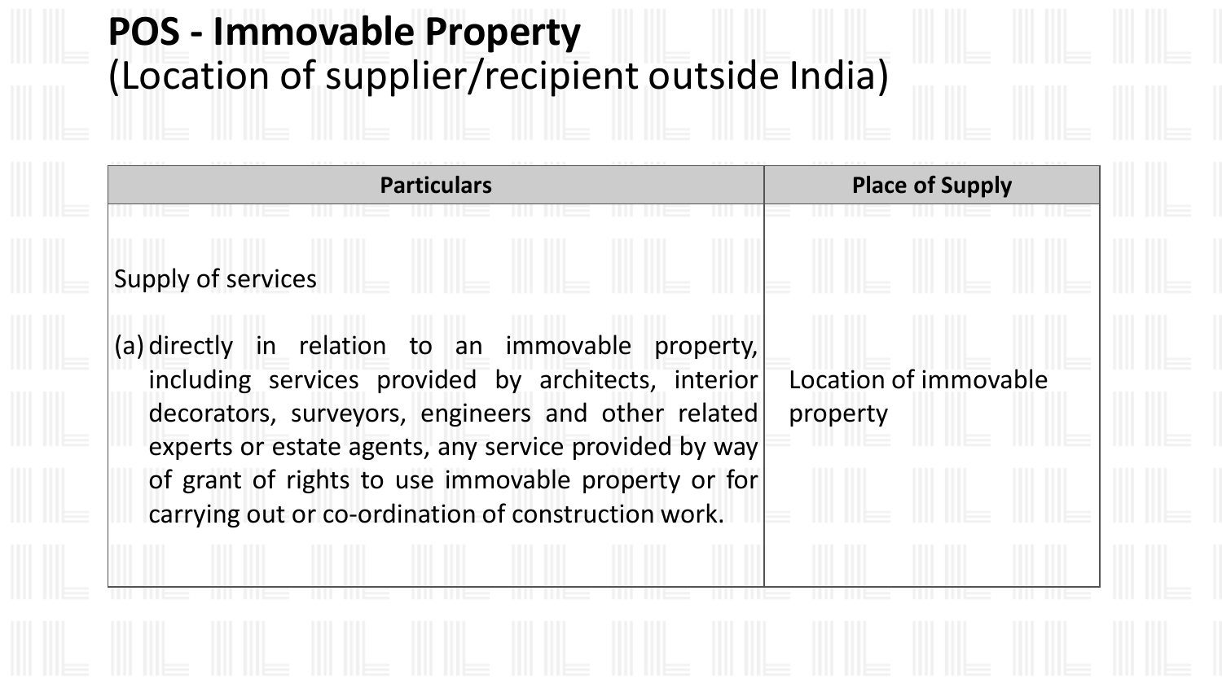# POS - Immovable Property
(Location of supplier/recipient outside India)

| Particulars | Place of Supply |
|---|---|
| Supply of services<br><br>(a) directly in relation to an immovable property, including services provided by architects, interior decorators, surveyors, engineers and other related experts or estate agents, any service provided by way of grant of rights to use immovable property or for carrying out or co-ordination of construction work. | Location of immovable property |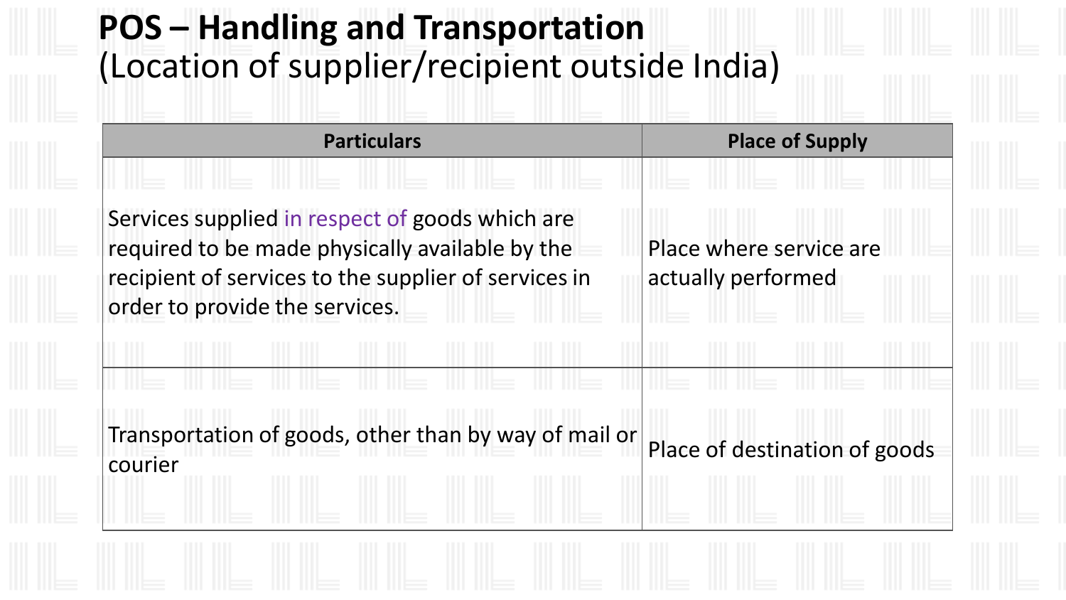# POS – Handling and Transportation
(Location of supplier/recipient outside India)

| Particulars | Place of Supply |
| --- | --- |
| Services supplied in respect of goods which are required to be made physically available by the recipient of services to the supplier of services in order to provide the services. | Place where service are actually performed |
| Transportation of goods, other than by way of mail or courier | Place of destination of goods |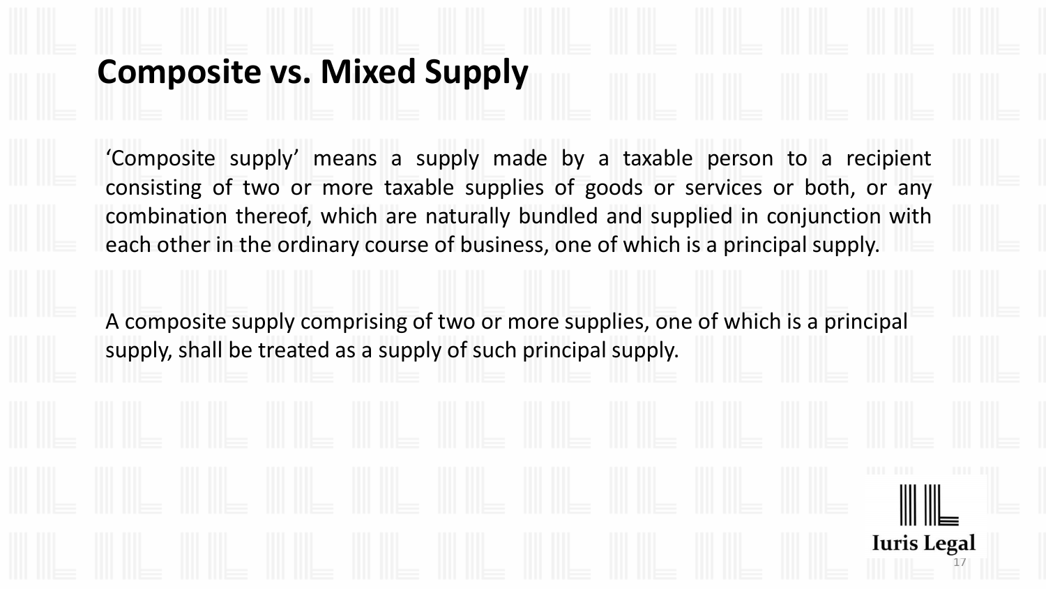# Composite vs. Mixed Supply

'Composite supply' means a supply made by a taxable person to a recipient consisting of two or more taxable supplies of goods or services or both, or any combination thereof, which are naturally bundled and supplied in conjunction with each other in the ordinary course of business, one of which is a principal supply.

A composite supply comprising of two or more supplies, one of which is a principal supply, shall be treated as a supply of such principal supply.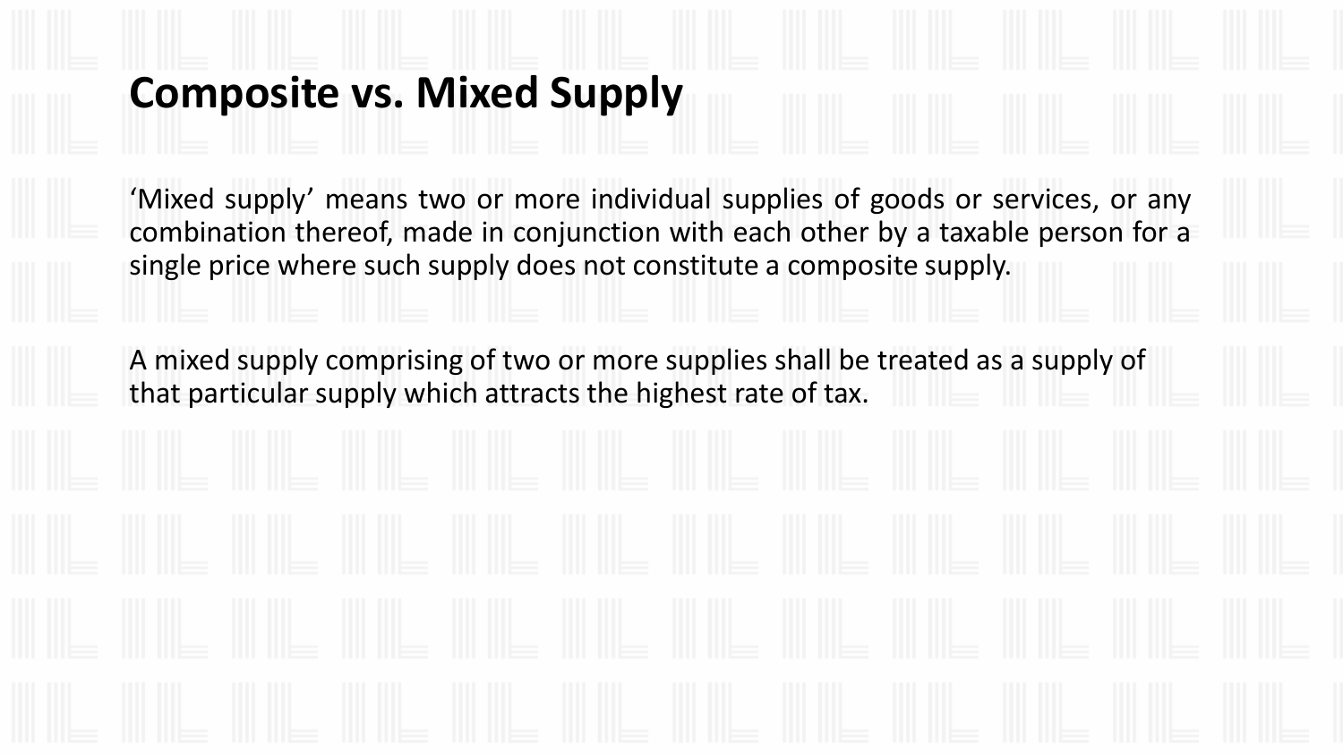# Composite vs. Mixed Supply

'Mixed supply' means two or more individual supplies of goods or services, or any combination thereof, made in conjunction with each other by a taxable person for a single price where such supply does not constitute a composite supply.

A mixed supply comprising of two or more supplies shall be treated as a supply of that particular supply which attracts the highest rate of tax.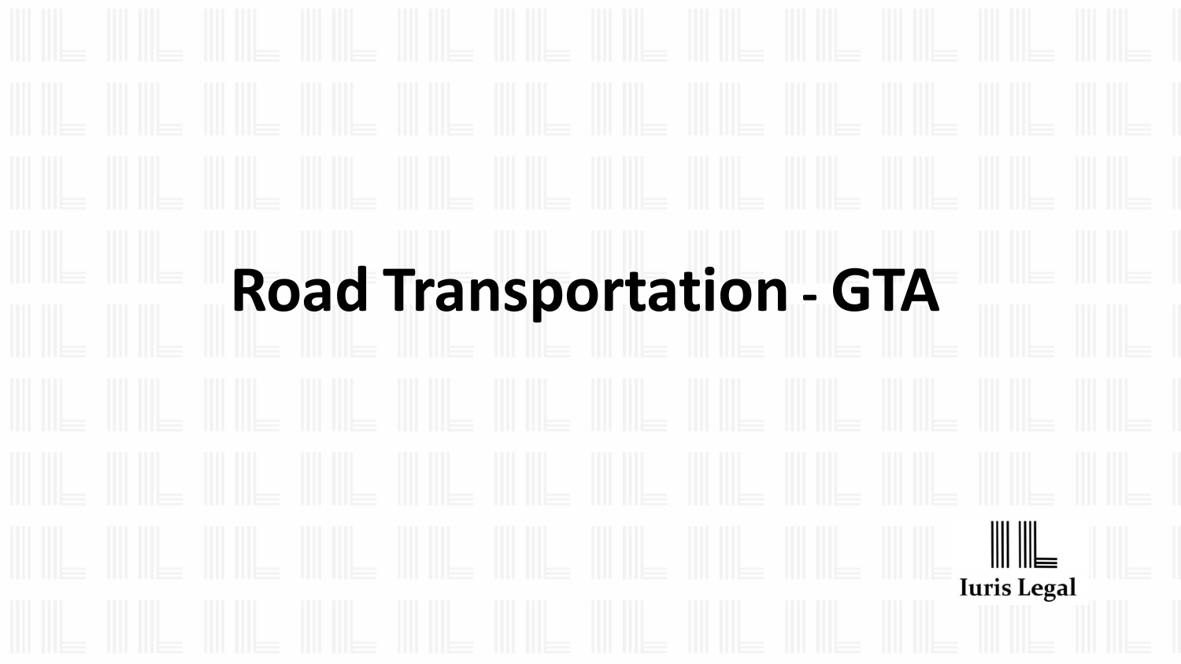# Road Transportation - GTA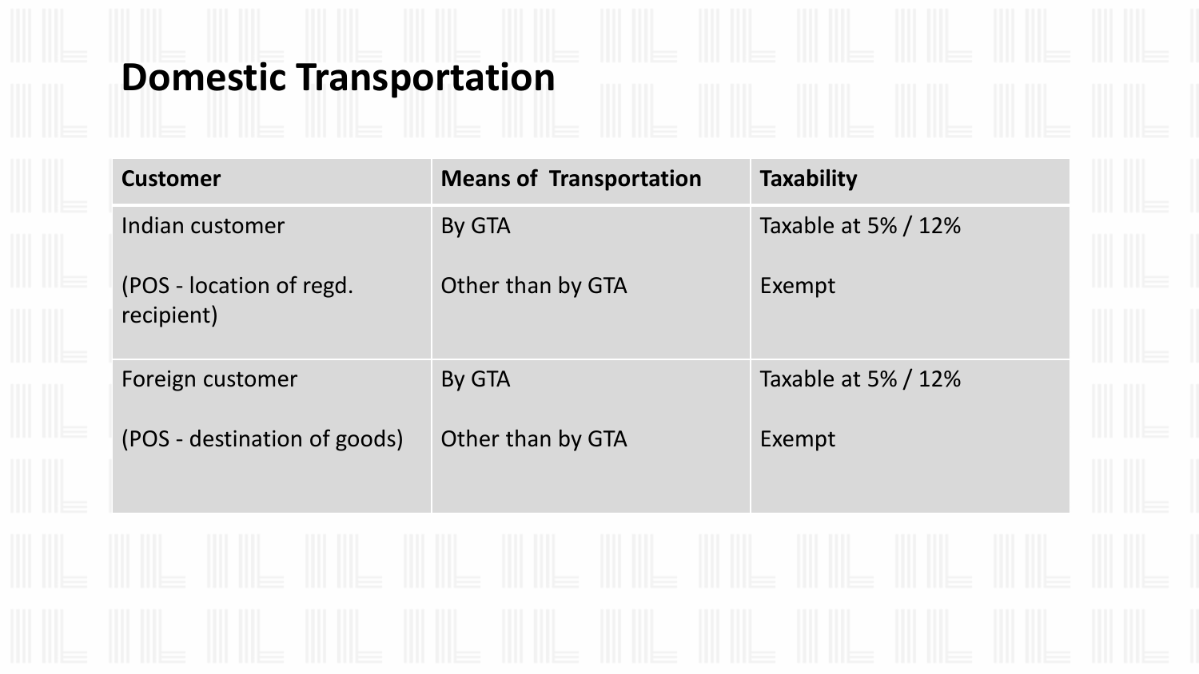# Domestic Transportation

| Customer | Means of Transportation | Taxability |
|---|---|---|
| Indian customer | By GTA | Taxable at 5% / 12% |
| (POS - location of regd. recipient) | Other than by GTA | Exempt |
| Foreign customer | By GTA | Taxable at 5% / 12% |
| (POS - destination of goods) | Other than by GTA | Exempt |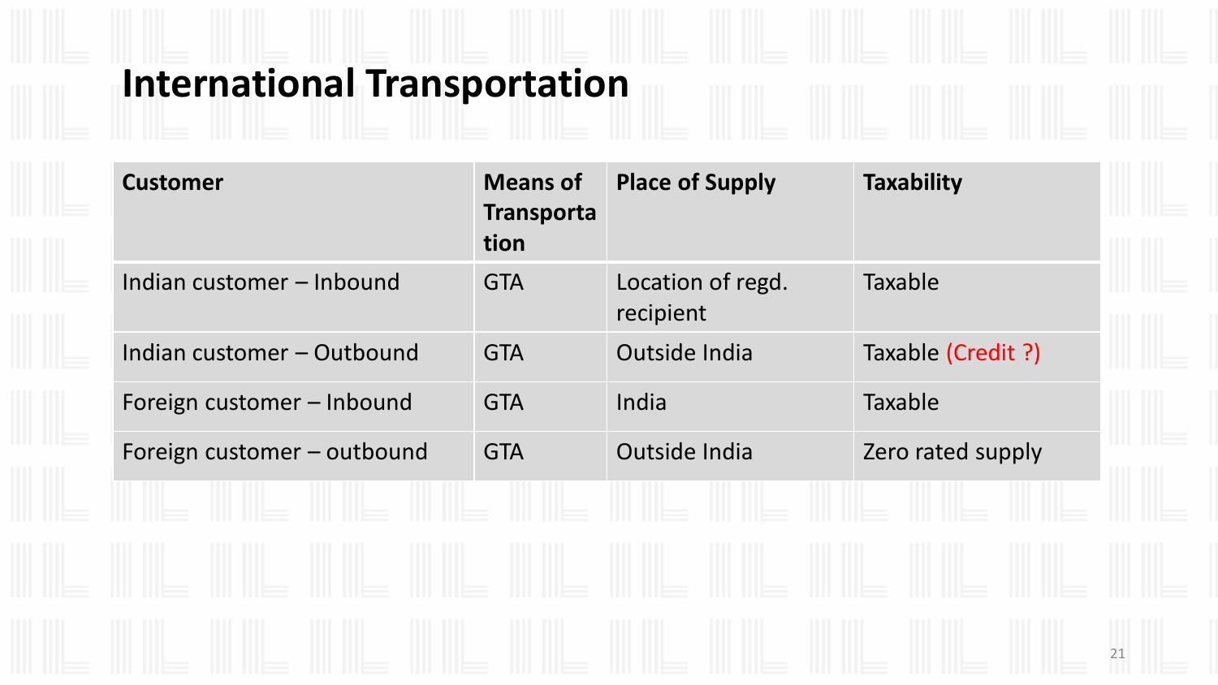# International Transportation

| Customer | Means of Transportation | Place of Supply | Taxability |
|---|---|---|---|
| Indian customer – Inbound | GTA | Location of regd. recipient | Taxable |
| Indian customer – Outbound | GTA | Outside India | Taxable (Credit ?) |
| Foreign customer – Inbound | GTA | India | Taxable |
| Foreign customer – outbound | GTA | Outside India | Zero rated supply |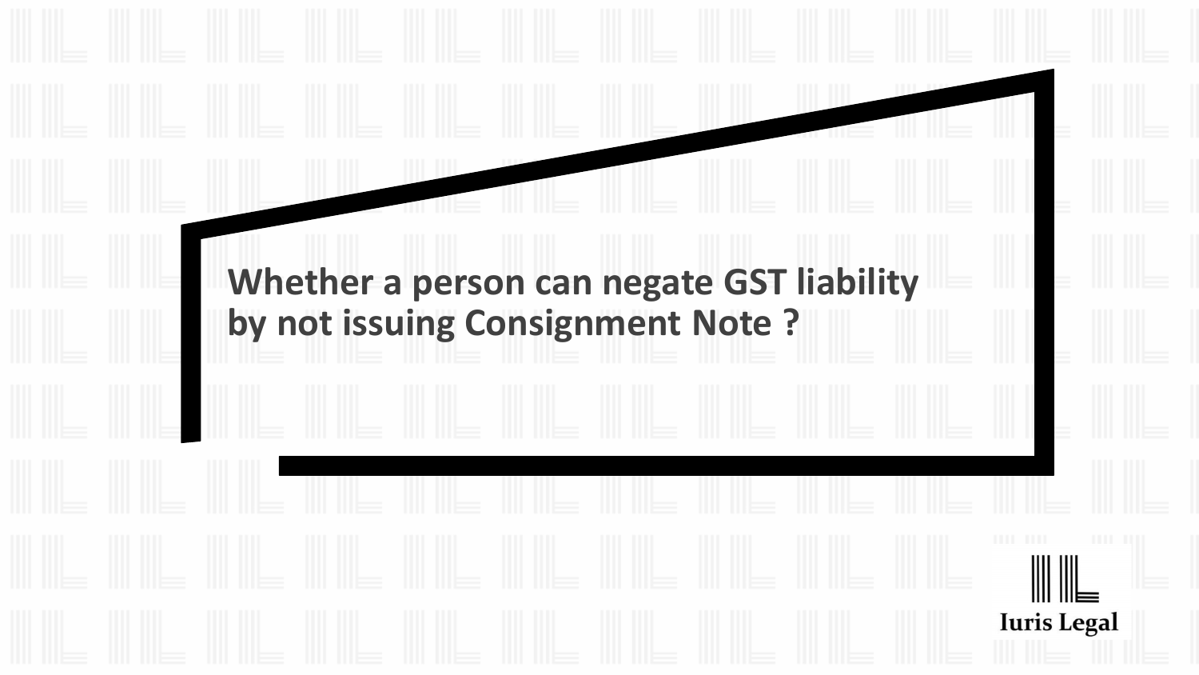## Whether a person can negate GST liability by not issuing Consignment Note ?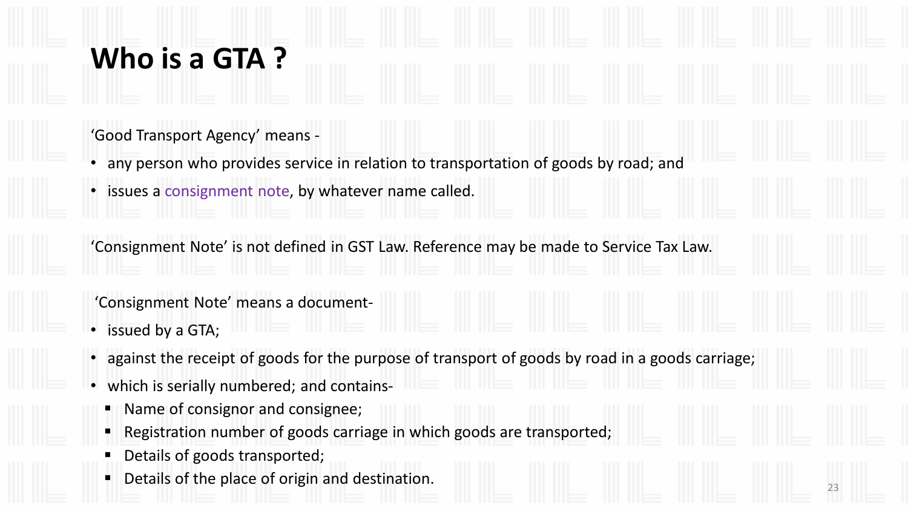# Who is a GTA ?

'Good Transport Agency' means -

- any person who provides service in relation to transportation of goods by road; and
- issues a consignment note, by whatever name called.

'Consignment Note' is not defined in GST Law. Reference may be made to Service Tax Law.

'Consignment Note' means a document-

- issued by a GTA;
- against the receipt of goods for the purpose of transport of goods by road in a goods carriage;
- which is serially numbered; and contains-
  - Name of consignor and consignee;
  - Registration number of goods carriage in which goods are transported;
  - Details of goods transported;
  - Details of the place of origin and destination.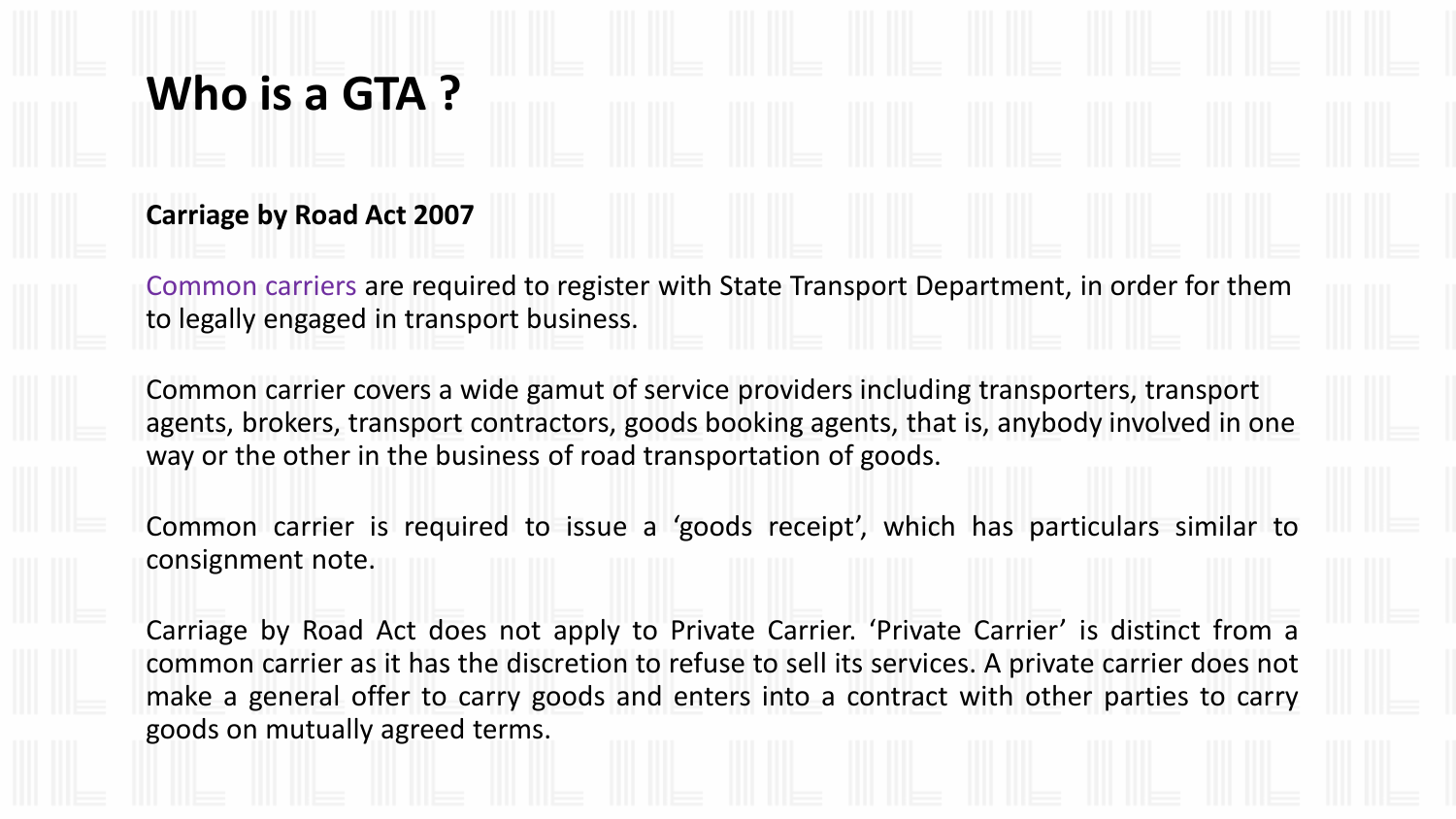# Who is a GTA ?

**Carriage by Road Act 2007**

Common carriers are required to register with State Transport Department, in order for them to legally engaged in transport business.

Common carrier covers a wide gamut of service providers including transporters, transport agents, brokers, transport contractors, goods booking agents, that is, anybody involved in one way or the other in the business of road transportation of goods.

Common carrier is required to issue a 'goods receipt', which has particulars similar to consignment note.

Carriage by Road Act does not apply to Private Carrier. 'Private Carrier' is distinct from a common carrier as it has the discretion to refuse to sell its services. A private carrier does not make a general offer to carry goods and enters into a contract with other parties to carry goods on mutually agreed terms.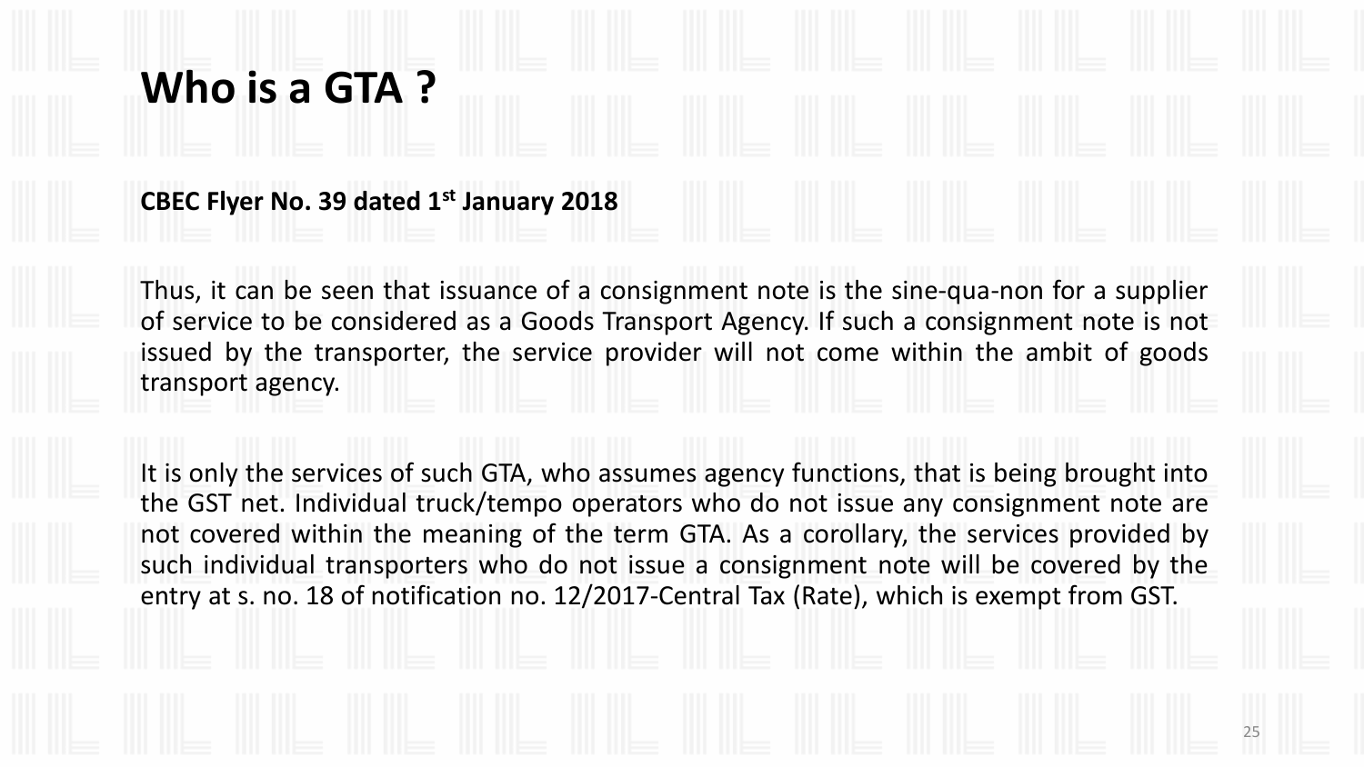# Who is a GTA ?

**CBEC Flyer No. 39 dated 1st January 2018**

Thus, it can be seen that issuance of a consignment note is the sine-qua-non for a supplier of service to be considered as a Goods Transport Agency. If such a consignment note is not issued by the transporter, the service provider will not come within the ambit of goods transport agency.

It is only the services of such GTA, who assumes agency functions, that is being brought into the GST net. Individual truck/tempo operators who do not issue any consignment note are not covered within the meaning of the term GTA. As a corollary, the services provided by such individual transporters who do not issue a consignment note will be covered by the entry at s. no. 18 of notification no. 12/2017-Central Tax (Rate), which is exempt from GST.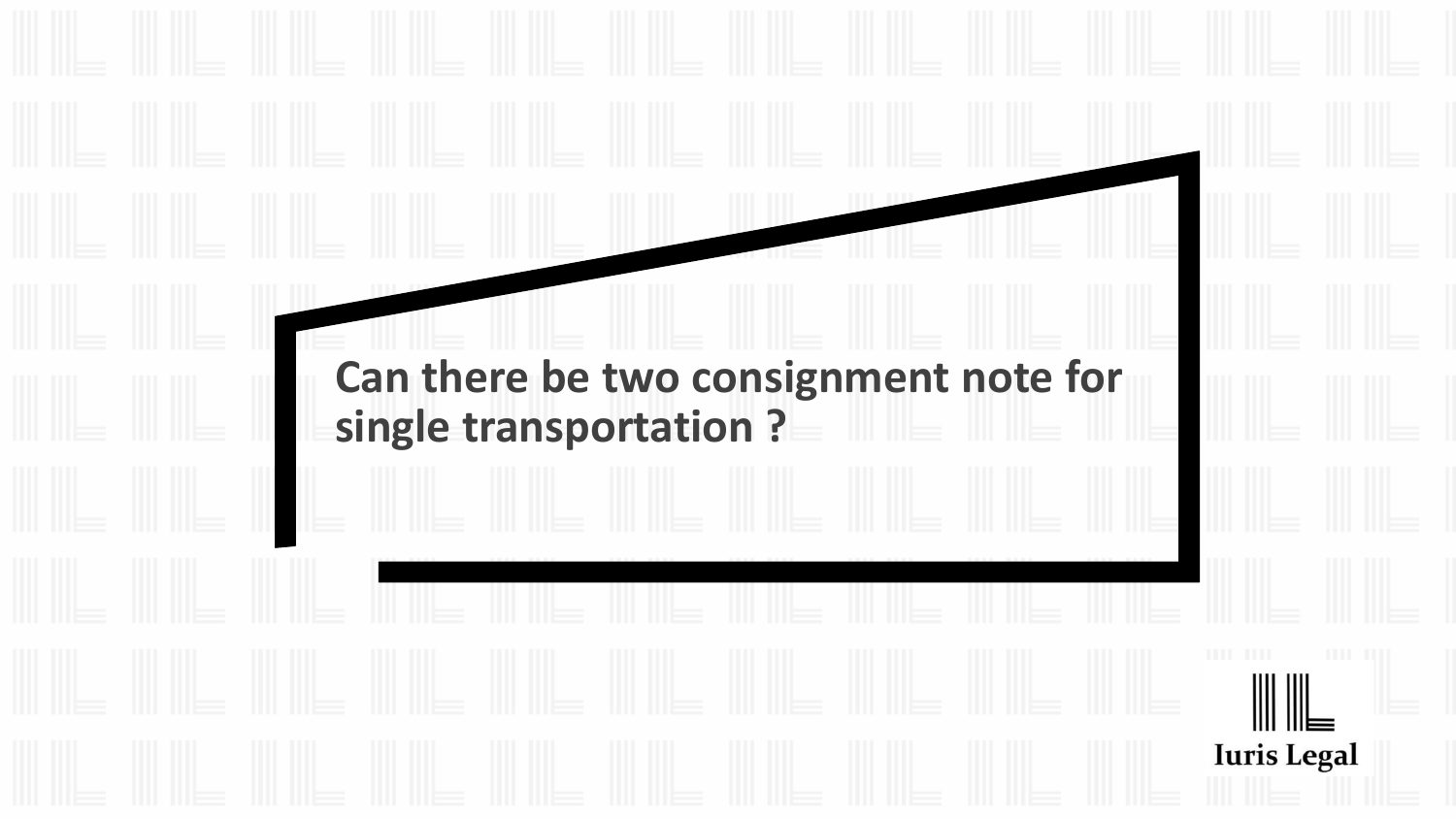## Can there be two consignment note for single transportation ?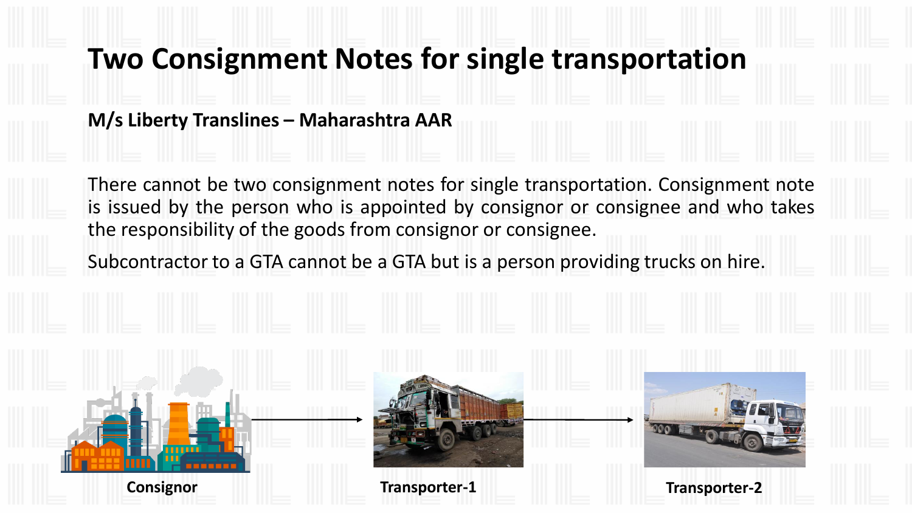# Two Consignment Notes for single transportation

**M/s Liberty Translines – Maharashtra AAR**

There cannot be two consignment notes for single transportation. Consignment note is issued by the person who is appointed by consignor or consignee and who takes the responsibility of the goods from consignor or consignee.

Subcontractor to a GTA cannot be a GTA but is a person providing trucks on hire.

**Consignor** → **Transporter-1** → **Transporter-2**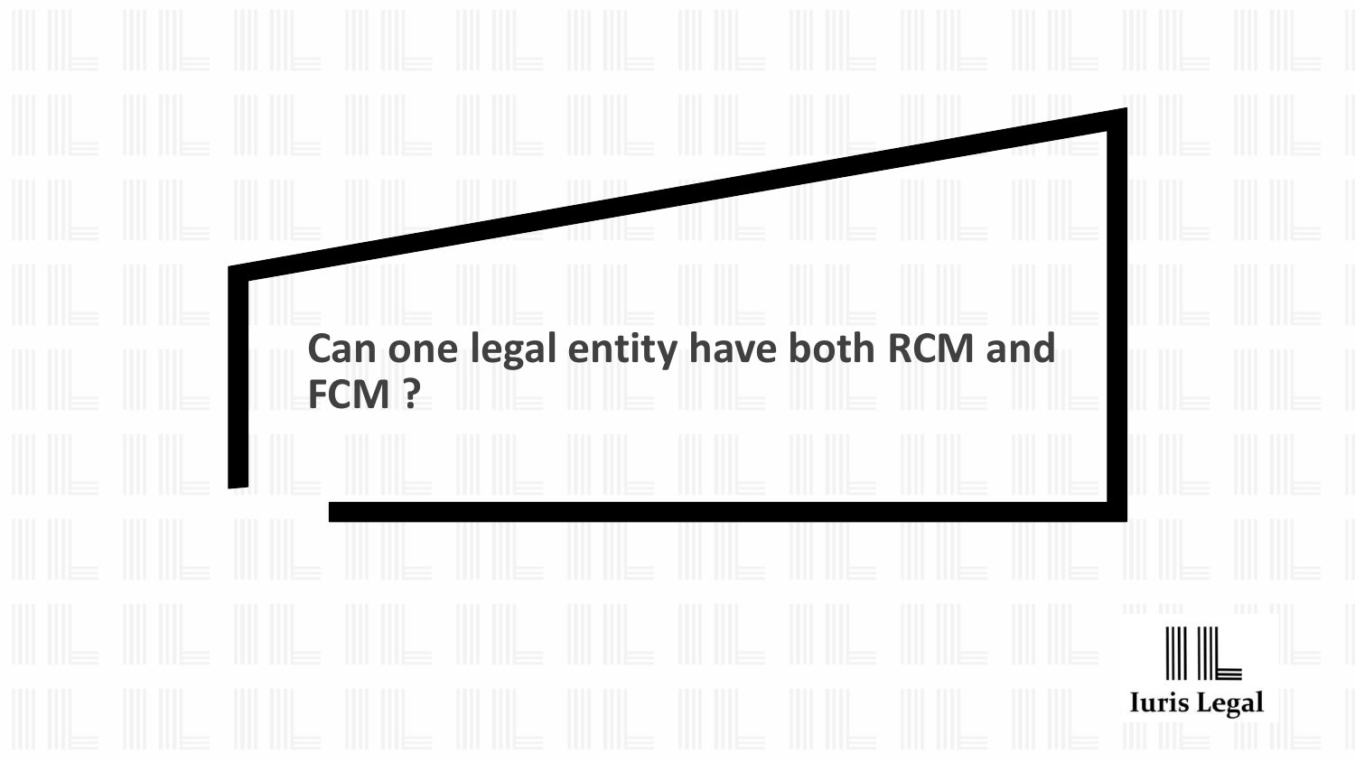# Can one legal entity have both RCM and FCM ?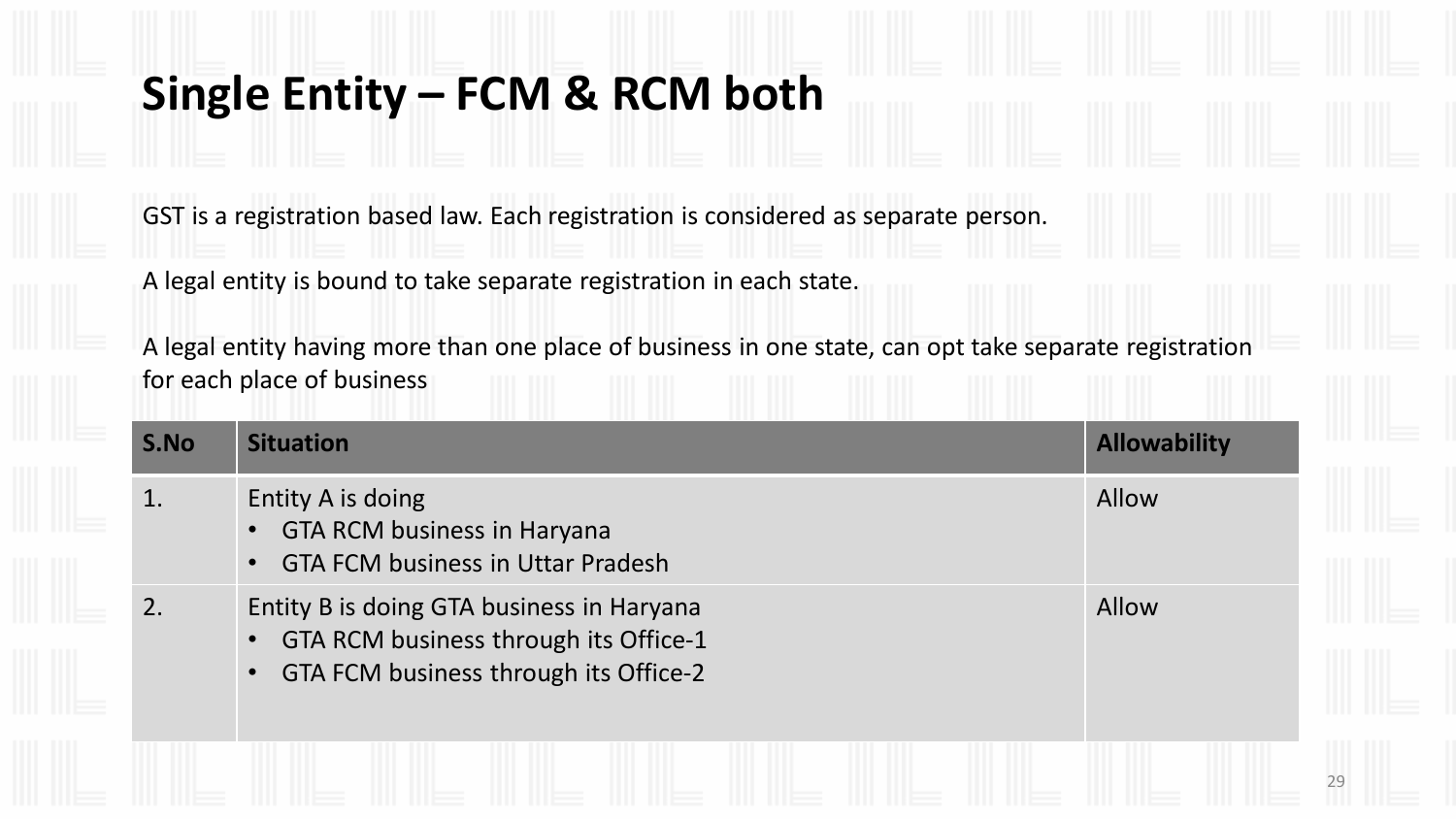# Single Entity – FCM & RCM both

GST is a registration based law. Each registration is considered as separate person.

A legal entity is bound to take separate registration in each state.

A legal entity having more than one place of business in one state, can opt take separate registration for each place of business

| S.No | Situation | Allowability |
|---|---|---|
| 1. | Entity A is doing<br>• GTA RCM business in Haryana<br>• GTA FCM business in Uttar Pradesh | Allow |
| 2. | Entity B is doing GTA business in Haryana<br>• GTA RCM business through its Office-1<br>• GTA FCM business through its Office-2 | Allow |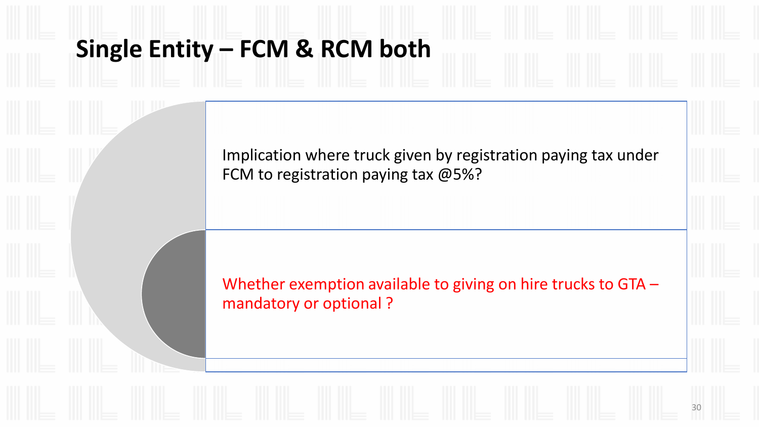# Single Entity – FCM & RCM both

Implication where truck given by registration paying tax under FCM to registration paying tax @5%?

Whether exemption available to giving on hire trucks to GTA – mandatory or optional ?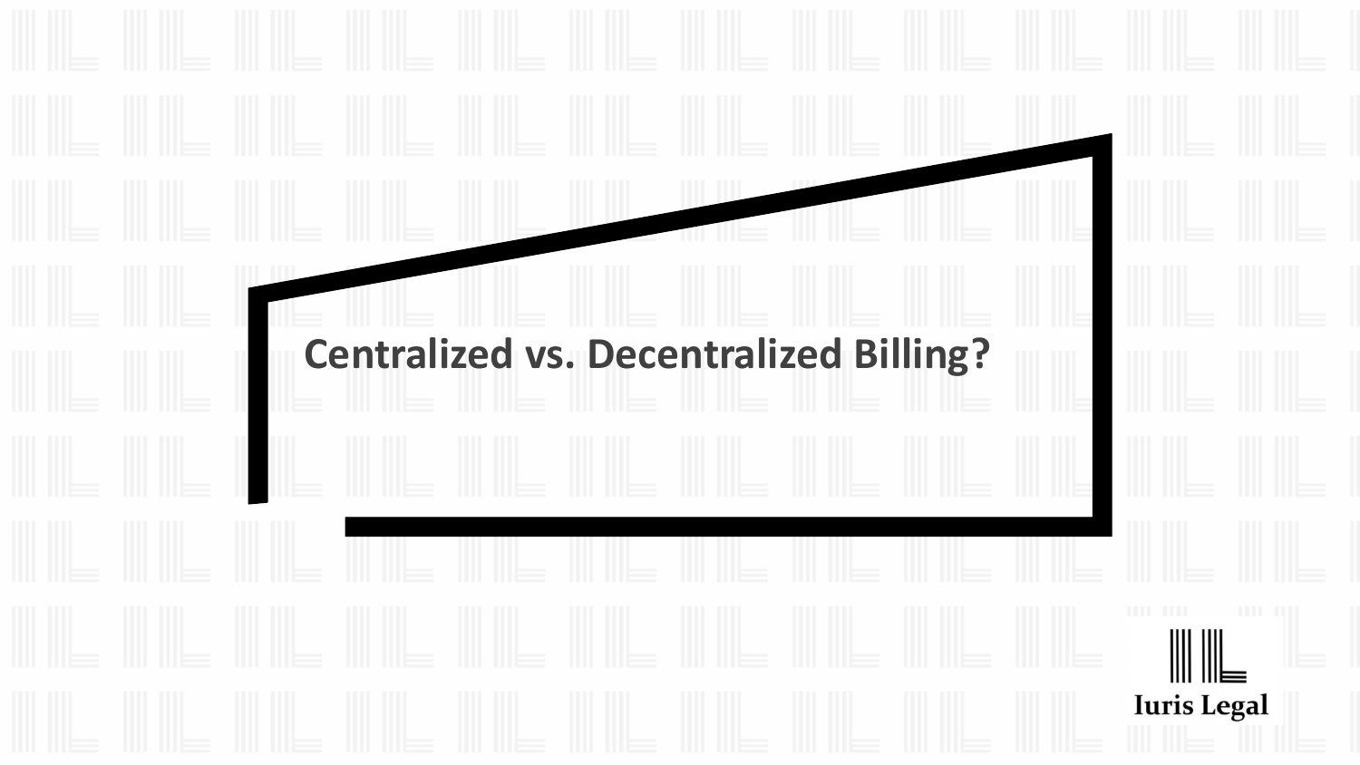# Centralized vs. Decentralized Billing?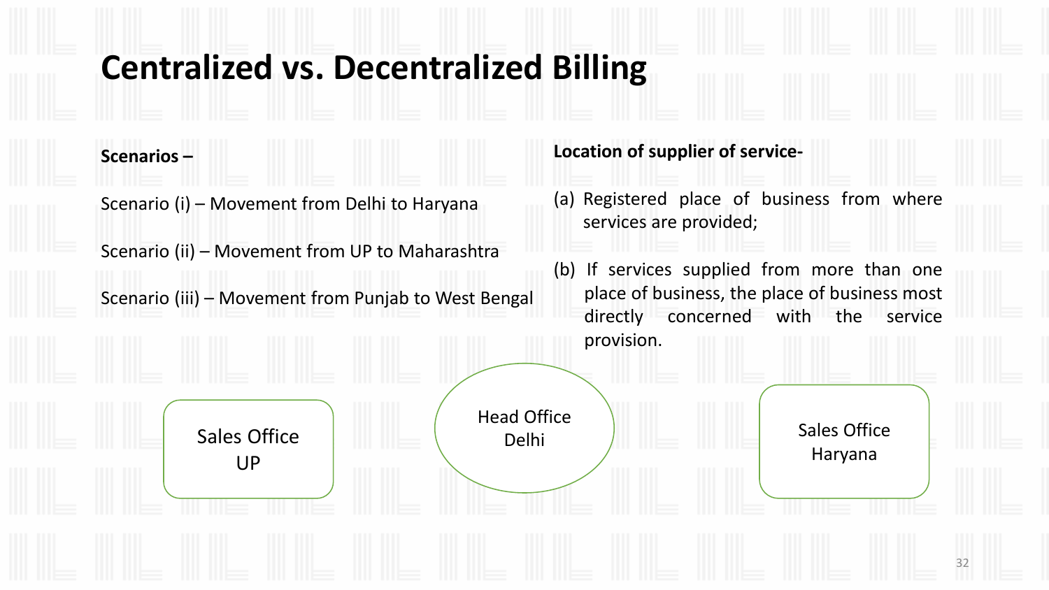# Centralized vs. Decentralized Billing

**Scenarios –**

Scenario (i) – Movement from Delhi to Haryana

Scenario (ii) – Movement from UP to Maharashtra

Scenario (iii) – Movement from Punjab to West Bengal

**Location of supplier of service-**

(a) Registered place of business from where services are provided;

(b) If services supplied from more than one place of business, the place of business most directly concerned with the service provision.

Sales Office UP

Head Office Delhi

Sales Office Haryana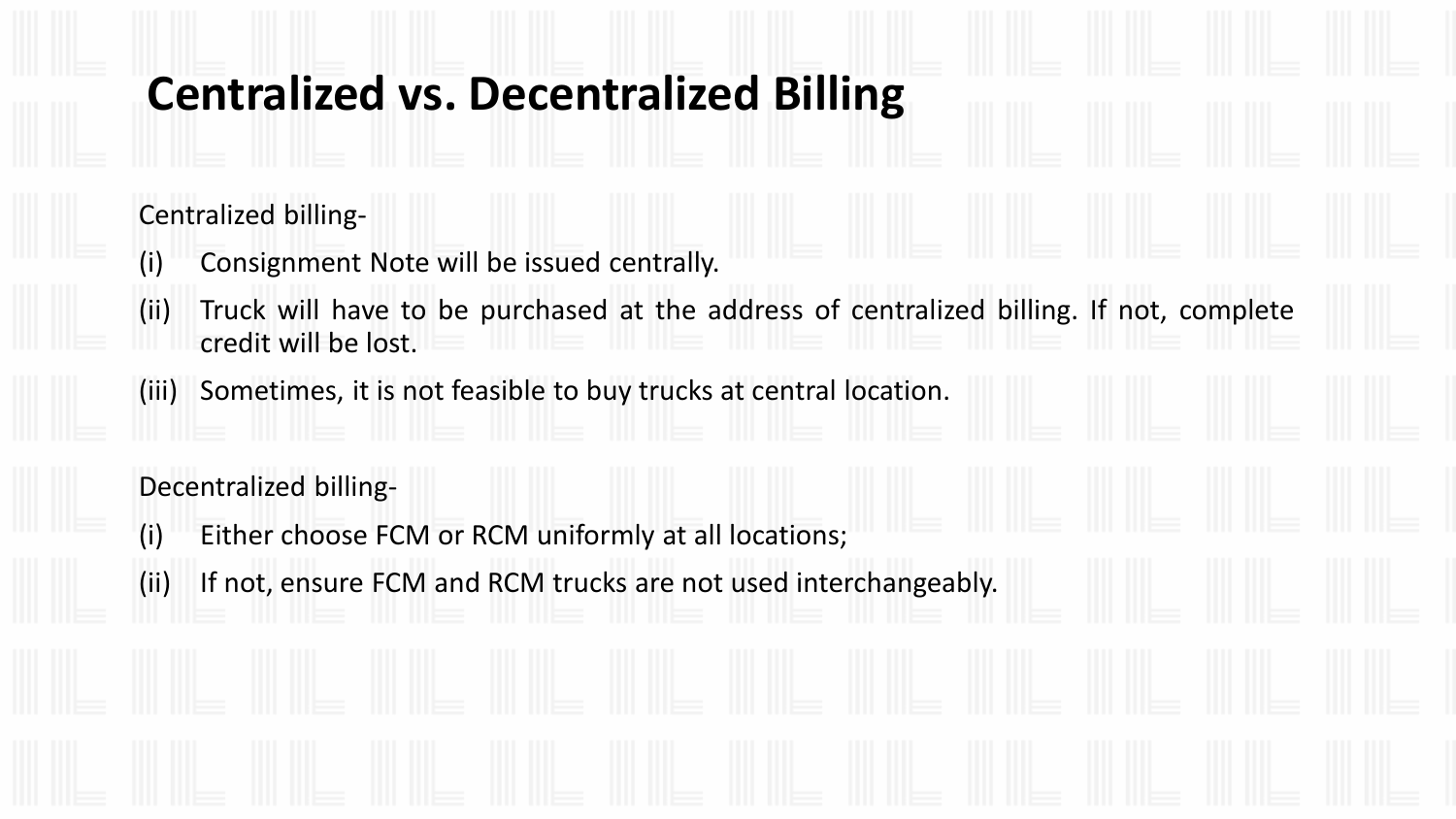# Centralized vs. Decentralized Billing

Centralized billing-

(i) Consignment Note will be issued centrally.

(ii) Truck will have to be purchased at the address of centralized billing. If not, complete credit will be lost.

(iii) Sometimes, it is not feasible to buy trucks at central location.

Decentralized billing-

(i) Either choose FCM or RCM uniformly at all locations;

(ii) If not, ensure FCM and RCM trucks are not used interchangeably.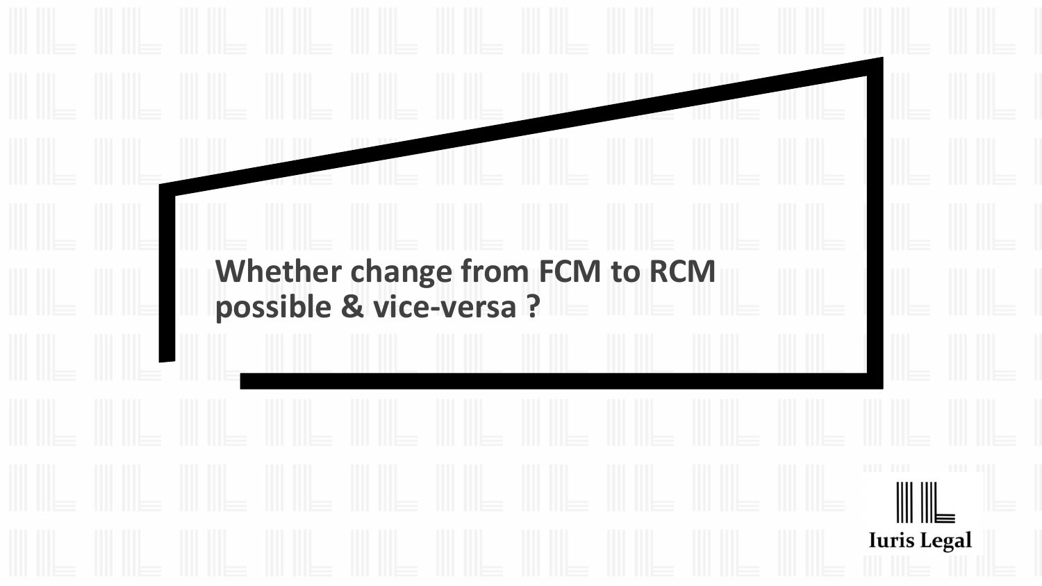# Whether change from FCM to RCM possible & vice-versa ?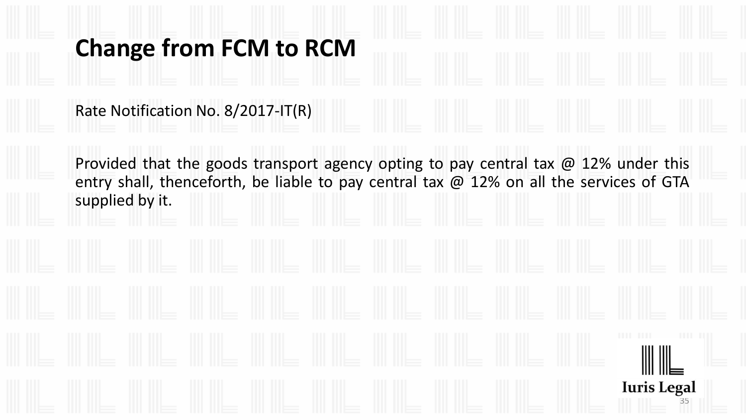# Change from FCM to RCM

Rate Notification No. 8/2017-IT(R)

Provided that the goods transport agency opting to pay central tax @ 12% under this entry shall, thenceforth, be liable to pay central tax @ 12% on all the services of GTA supplied by it.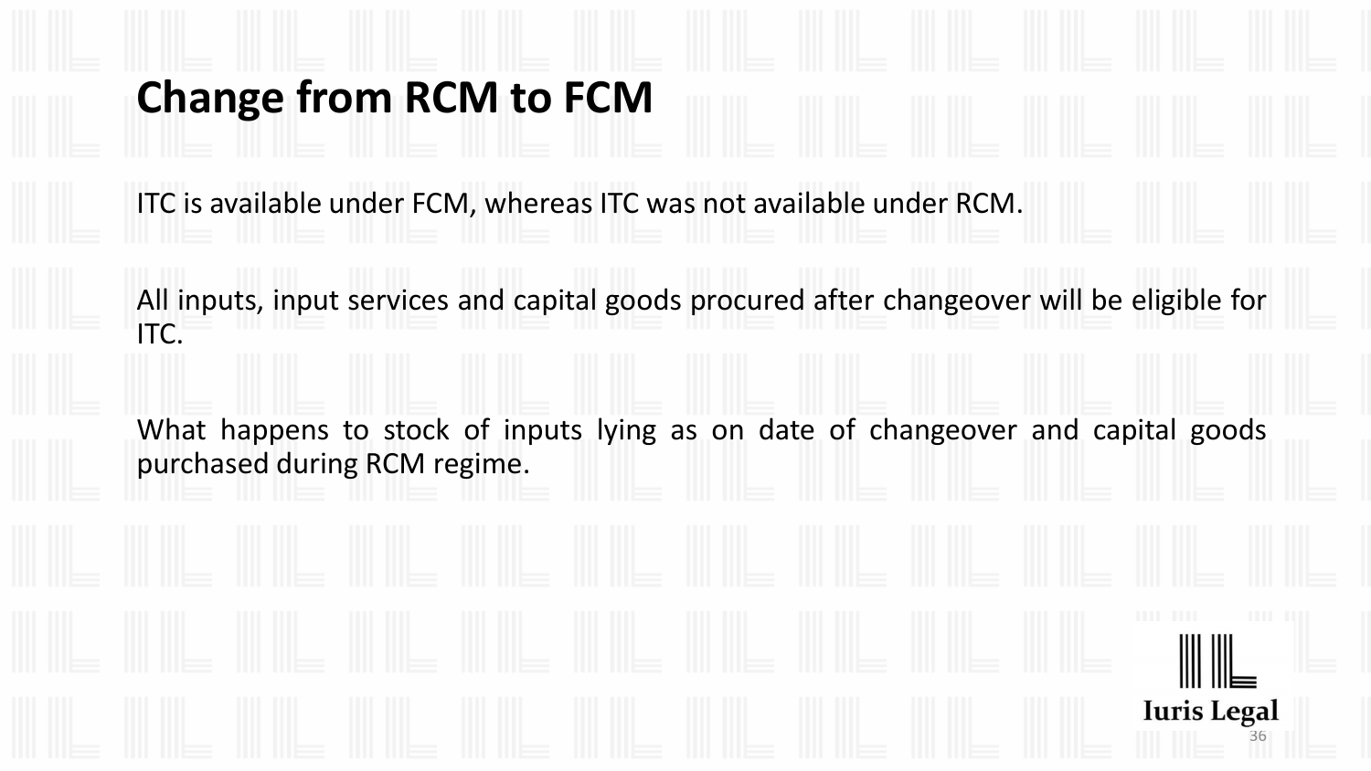# Change from RCM to FCM

ITC is available under FCM, whereas ITC was not available under RCM.

All inputs, input services and capital goods procured after changeover will be eligible for ITC.

What happens to stock of inputs lying as on date of changeover and capital goods purchased during RCM regime.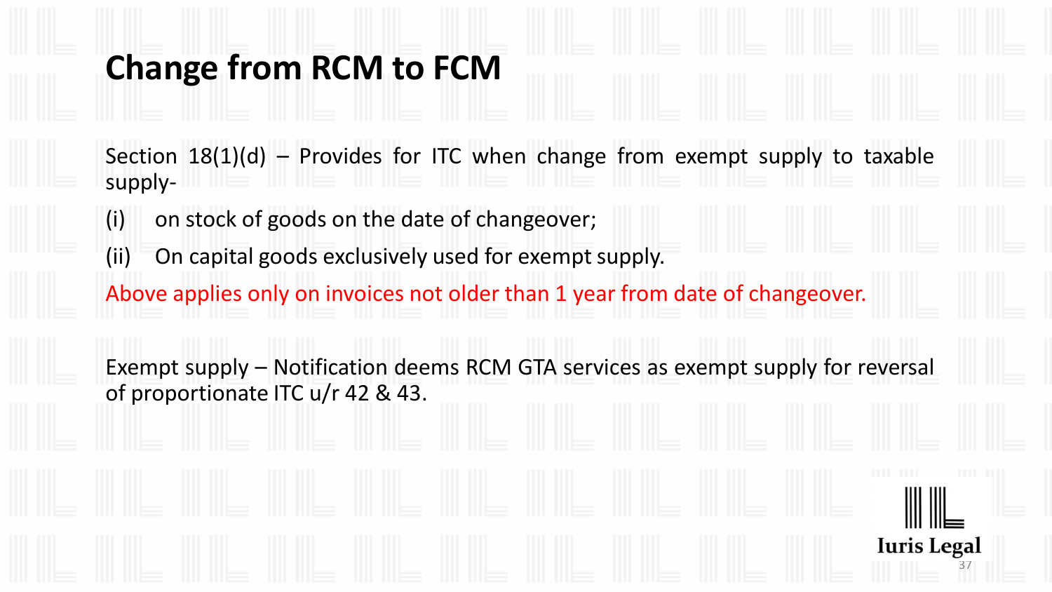# Change from RCM to FCM

Section 18(1)(d) – Provides for ITC when change from exempt supply to taxable supply-

(i) on stock of goods on the date of changeover;

(ii) On capital goods exclusively used for exempt supply.

Above applies only on invoices not older than 1 year from date of changeover.

Exempt supply – Notification deems RCM GTA services as exempt supply for reversal of proportionate ITC u/r 42 & 43.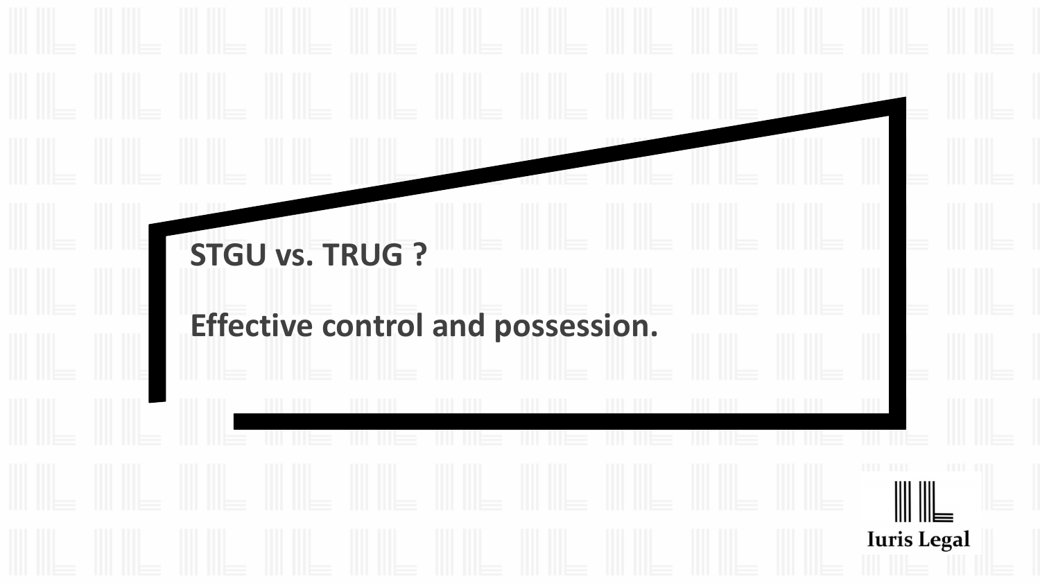**STGU vs. TRUG ?**

**Effective control and possession.**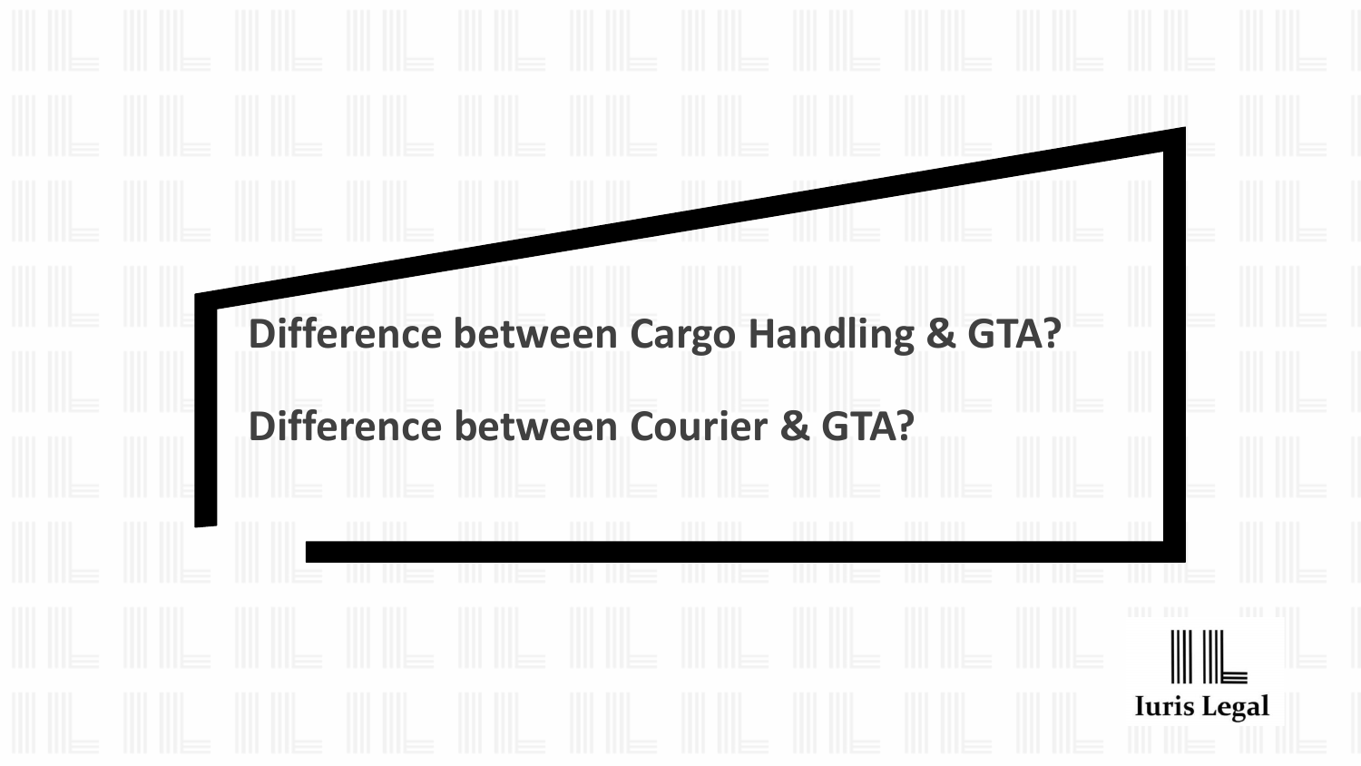## Difference between Cargo Handling & GTA?

## Difference between Courier & GTA?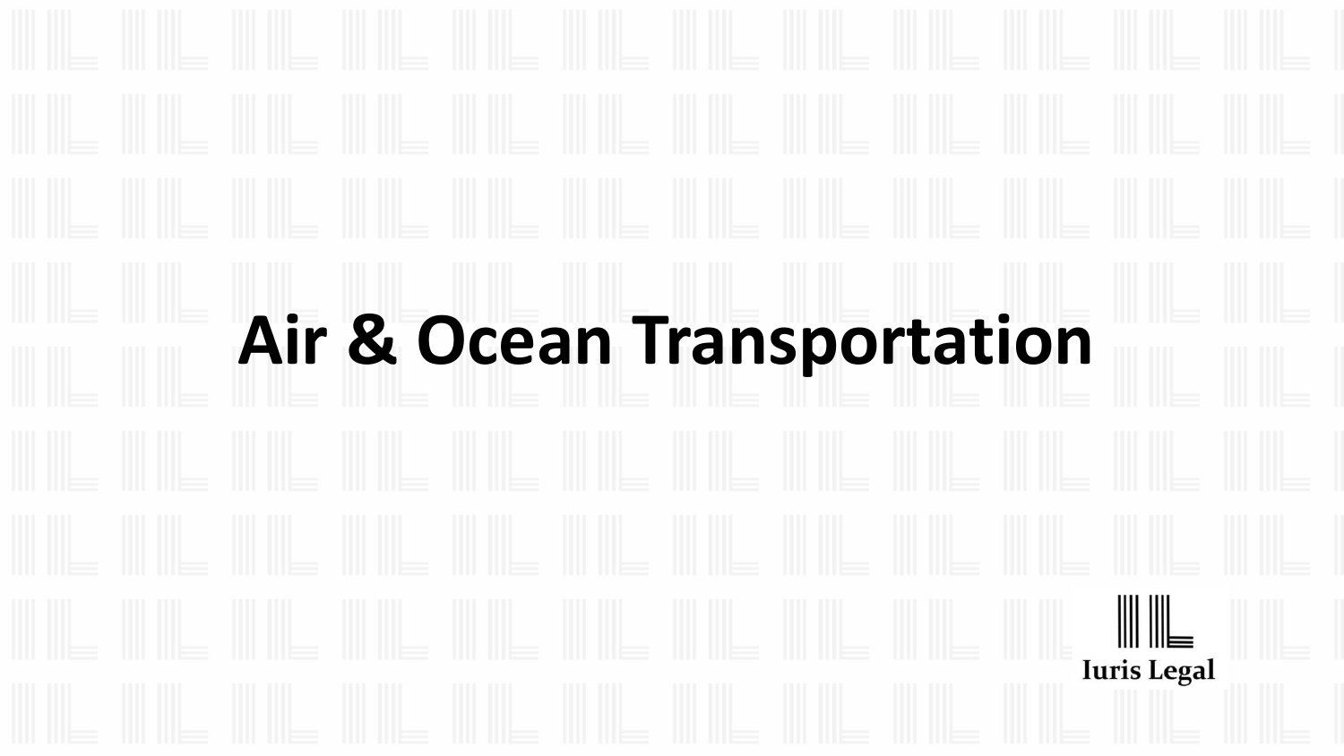# Air & Ocean Transportation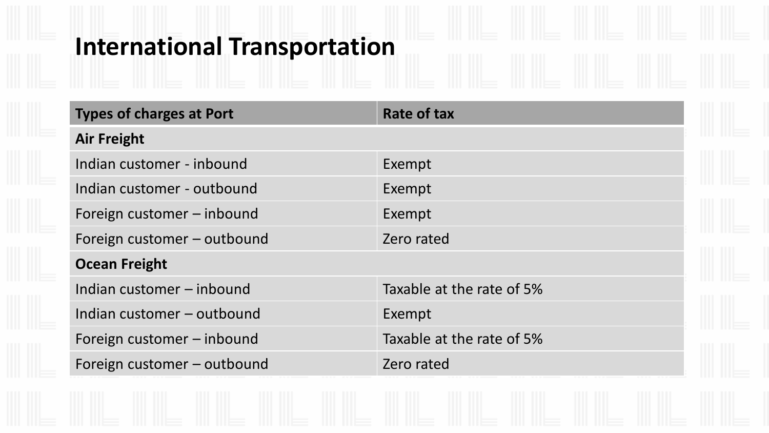# International Transportation

| Types of charges at Port | Rate of tax |
|---|---|
| **Air Freight** | |
| Indian customer - inbound | Exempt |
| Indian customer - outbound | Exempt |
| Foreign customer – inbound | Exempt |
| Foreign customer – outbound | Zero rated |
| **Ocean Freight** | |
| Indian customer – inbound | Taxable at the rate of 5% |
| Indian customer – outbound | Exempt |
| Foreign customer – inbound | Taxable at the rate of 5% |
| Foreign customer – outbound | Zero rated |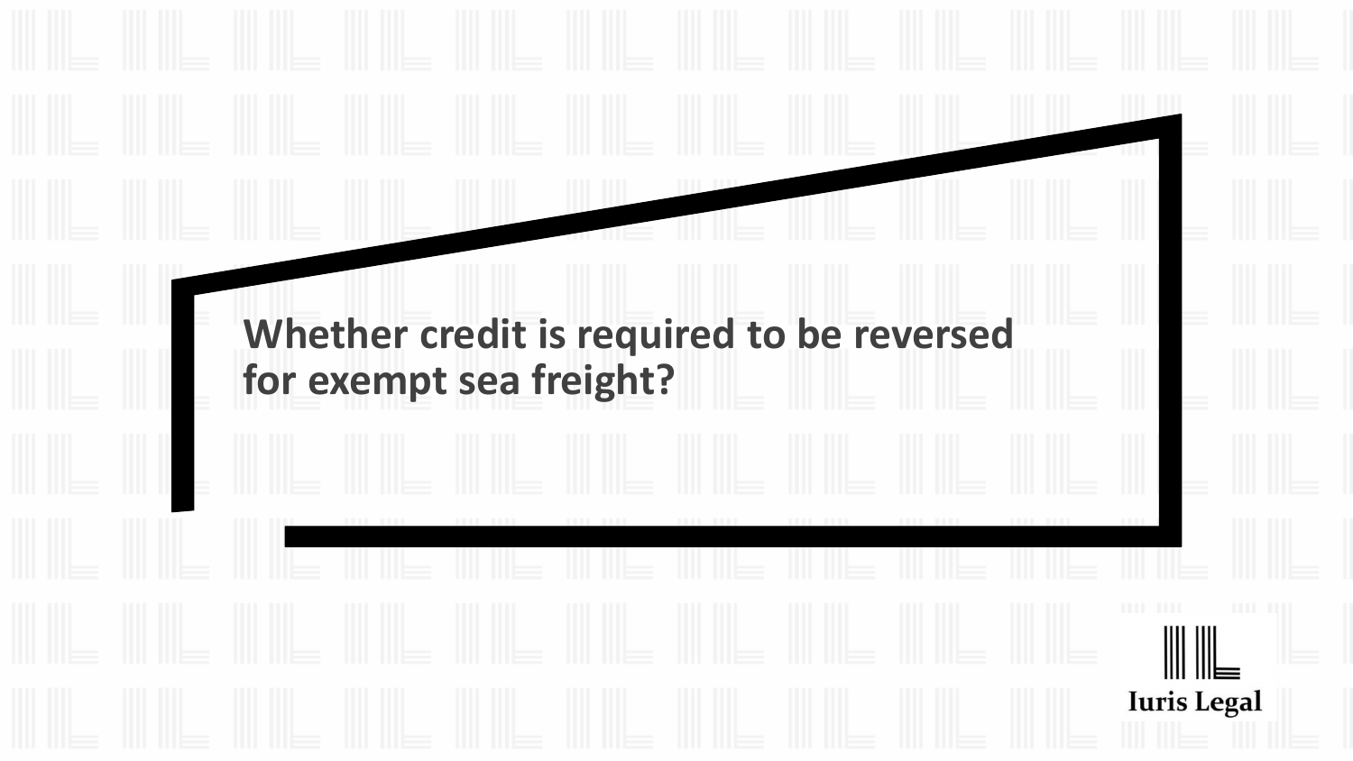## Whether credit is required to be reversed for exempt sea freight?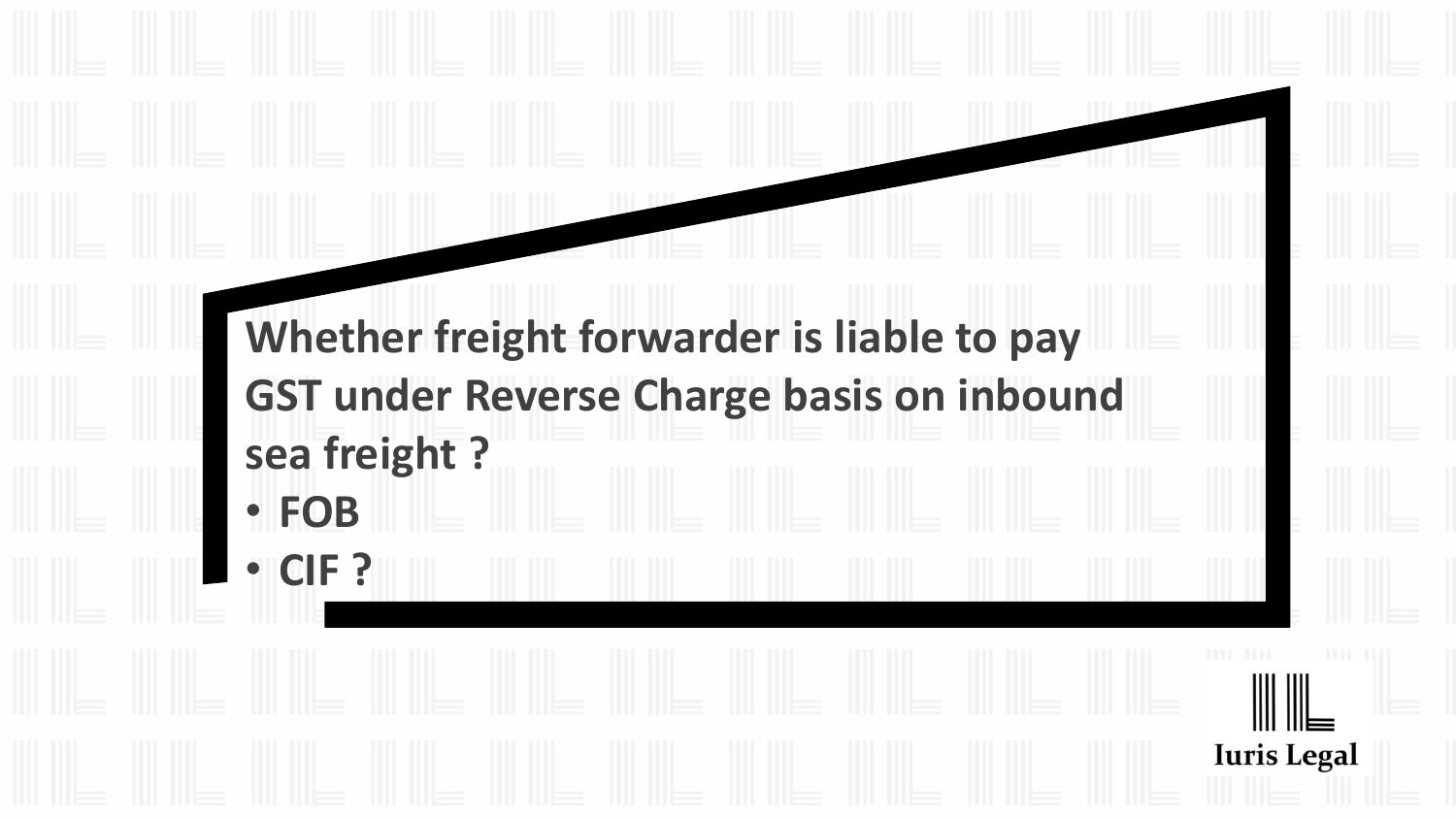**Whether freight forwarder is liable to pay GST under Reverse Charge basis on inbound sea freight ?**

- **FOB**
- **CIF ?**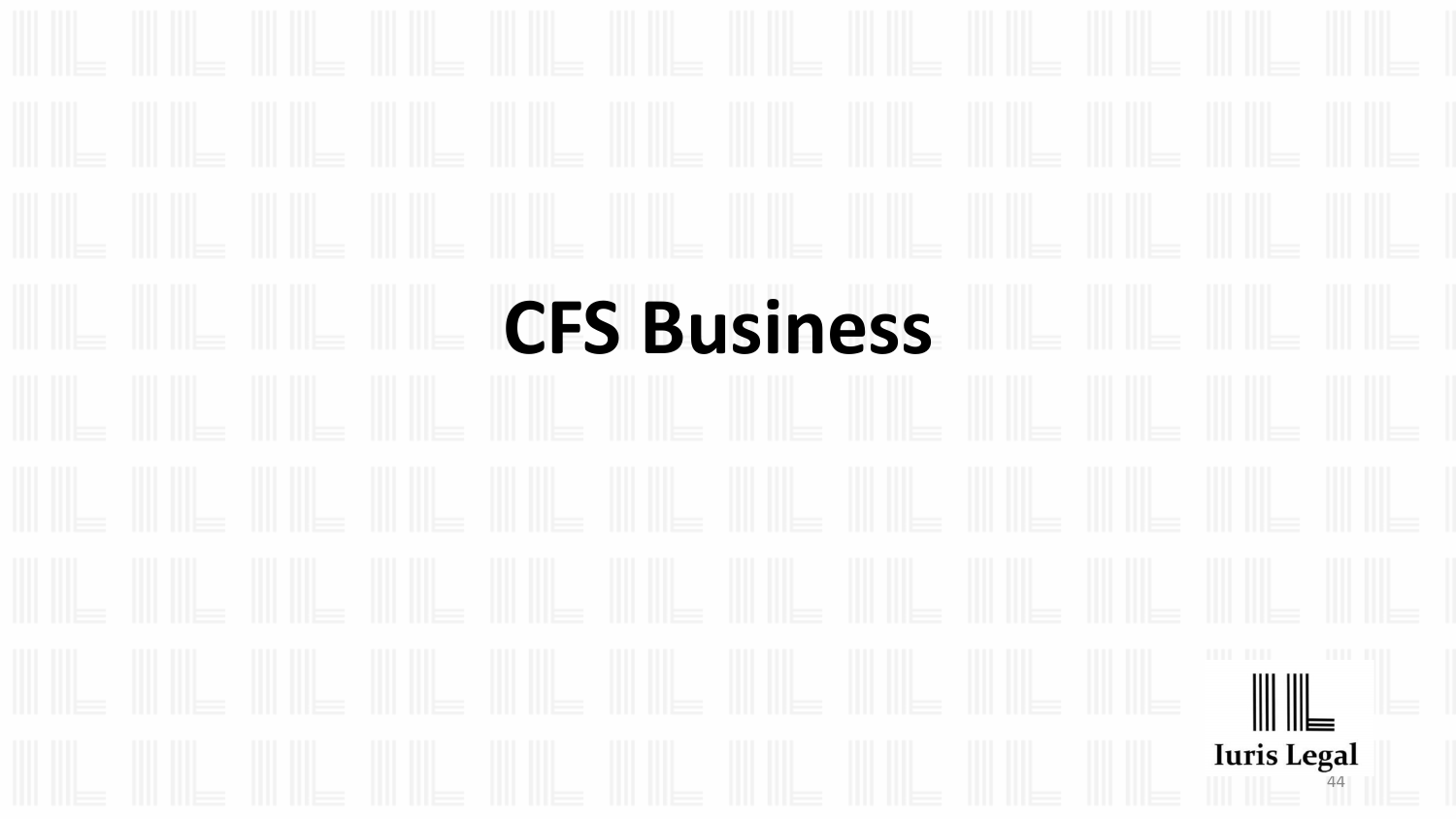# CFS Business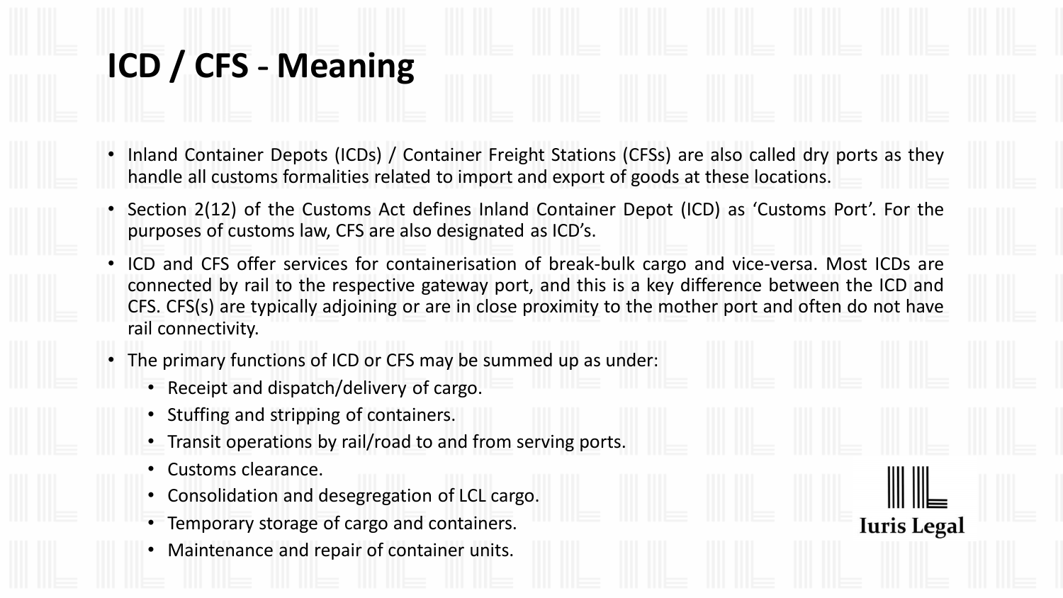# ICD / CFS - Meaning

- Inland Container Depots (ICDs) / Container Freight Stations (CFSs) are also called dry ports as they handle all customs formalities related to import and export of goods at these locations.
- Section 2(12) of the Customs Act defines Inland Container Depot (ICD) as 'Customs Port'. For the purposes of customs law, CFS are also designated as ICD's.
- ICD and CFS offer services for containerisation of break-bulk cargo and vice-versa. Most ICDs are connected by rail to the respective gateway port, and this is a key difference between the ICD and CFS. CFS(s) are typically adjoining or are in close proximity to the mother port and often do not have rail connectivity.
- The primary functions of ICD or CFS may be summed up as under:
  - Receipt and dispatch/delivery of cargo.
  - Stuffing and stripping of containers.
  - Transit operations by rail/road to and from serving ports.
  - Customs clearance.
  - Consolidation and desegregation of LCL cargo.
  - Temporary storage of cargo and containers.
  - Maintenance and repair of container units.

Iuris Legal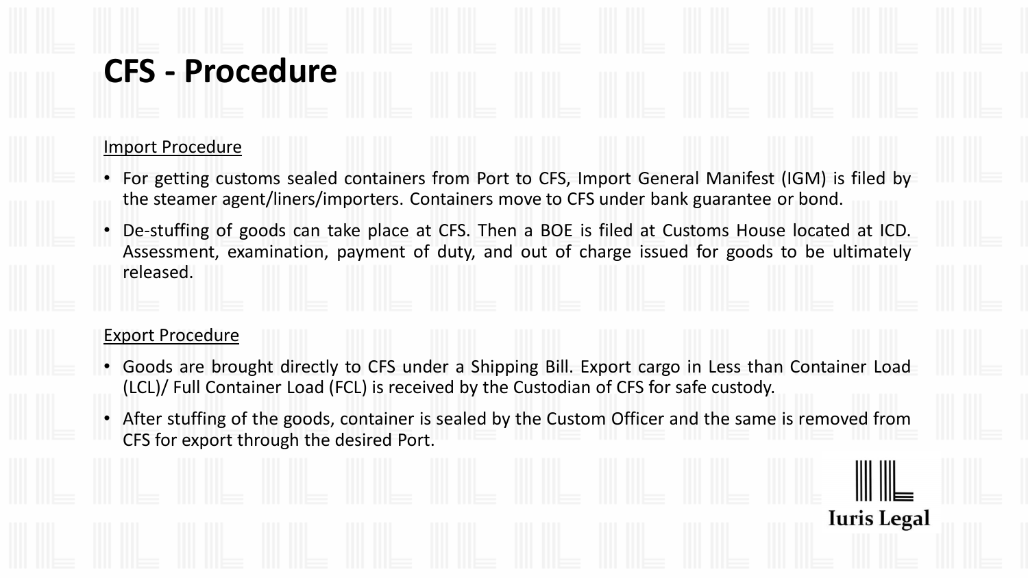# CFS - Procedure

Import Procedure

- For getting customs sealed containers from Port to CFS, Import General Manifest (IGM) is filed by the steamer agent/liners/importers. Containers move to CFS under bank guarantee or bond.
- De-stuffing of goods can take place at CFS. Then a BOE is filed at Customs House located at ICD. Assessment, examination, payment of duty, and out of charge issued for goods to be ultimately released.

Export Procedure

- Goods are brought directly to CFS under a Shipping Bill. Export cargo in Less than Container Load (LCL)/ Full Container Load (FCL) is received by the Custodian of CFS for safe custody.
- After stuffing of the goods, container is sealed by the Custom Officer and the same is removed from CFS for export through the desired Port.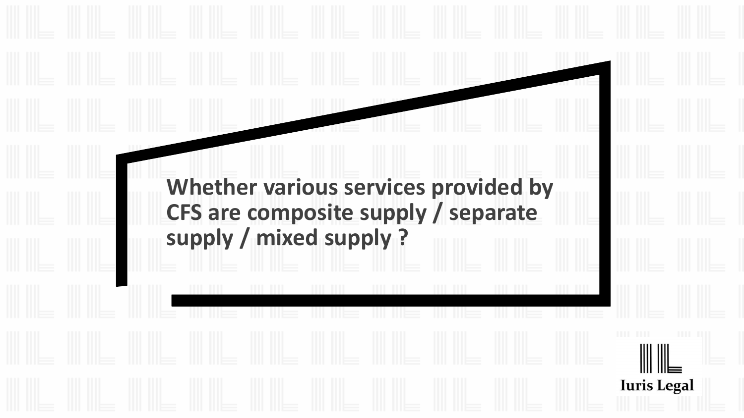# Whether various services provided by CFS are composite supply / separate supply / mixed supply ?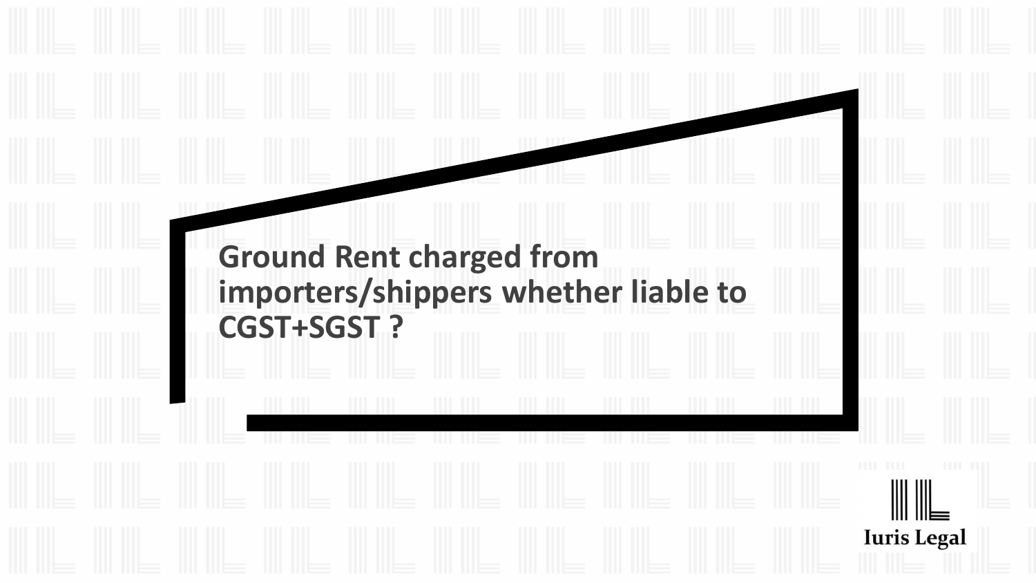## Ground Rent charged from importers/shippers whether liable to CGST+SGST ?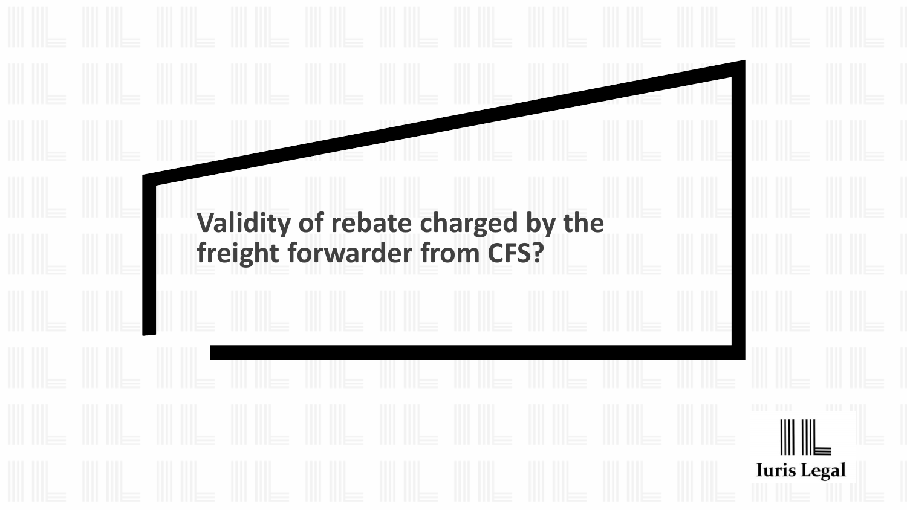# Validity of rebate charged by the freight forwarder from CFS?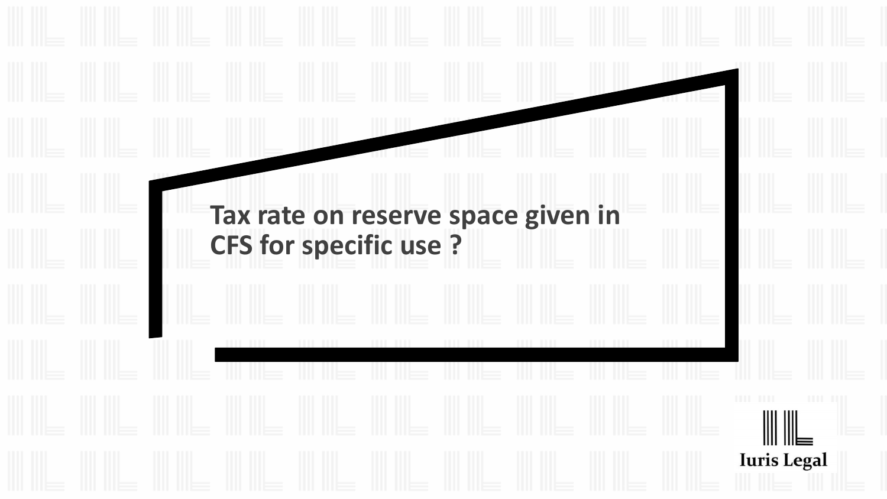# Tax rate on reserve space given in CFS for specific use ?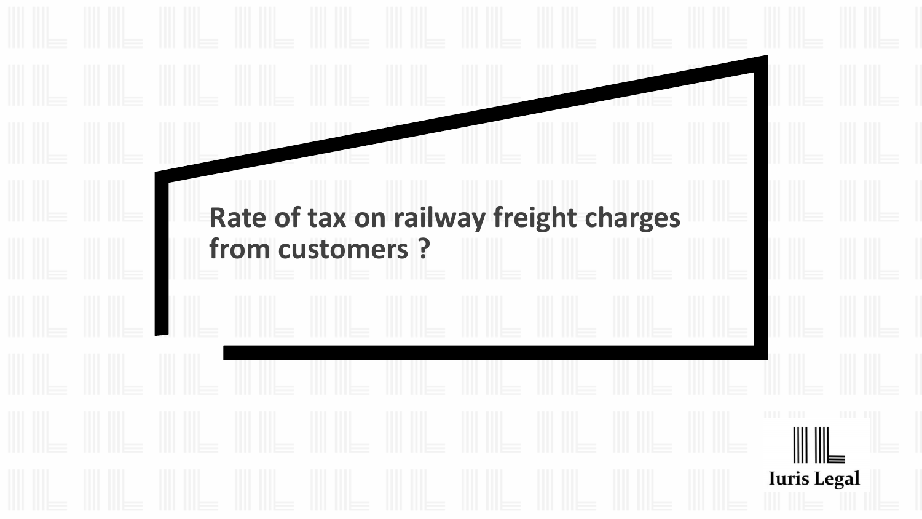## Rate of tax on railway freight charges from customers ?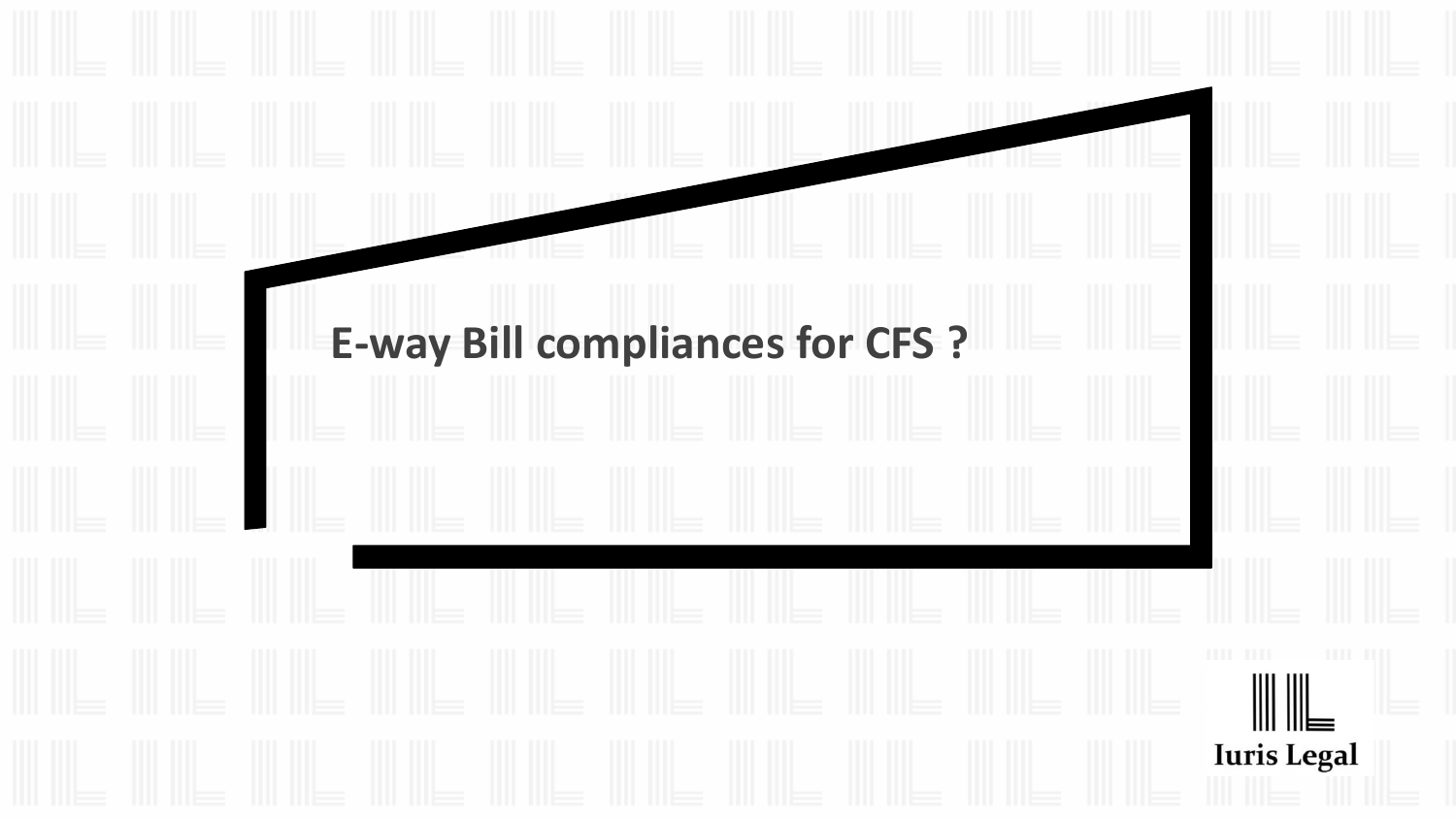# E-way Bill compliances for CFS ?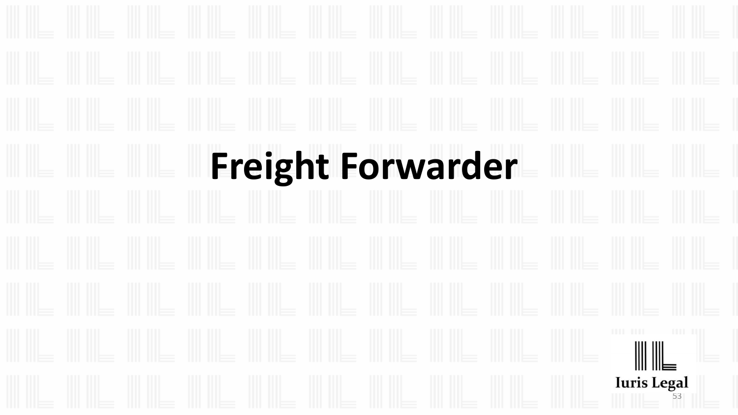# Freight Forwarder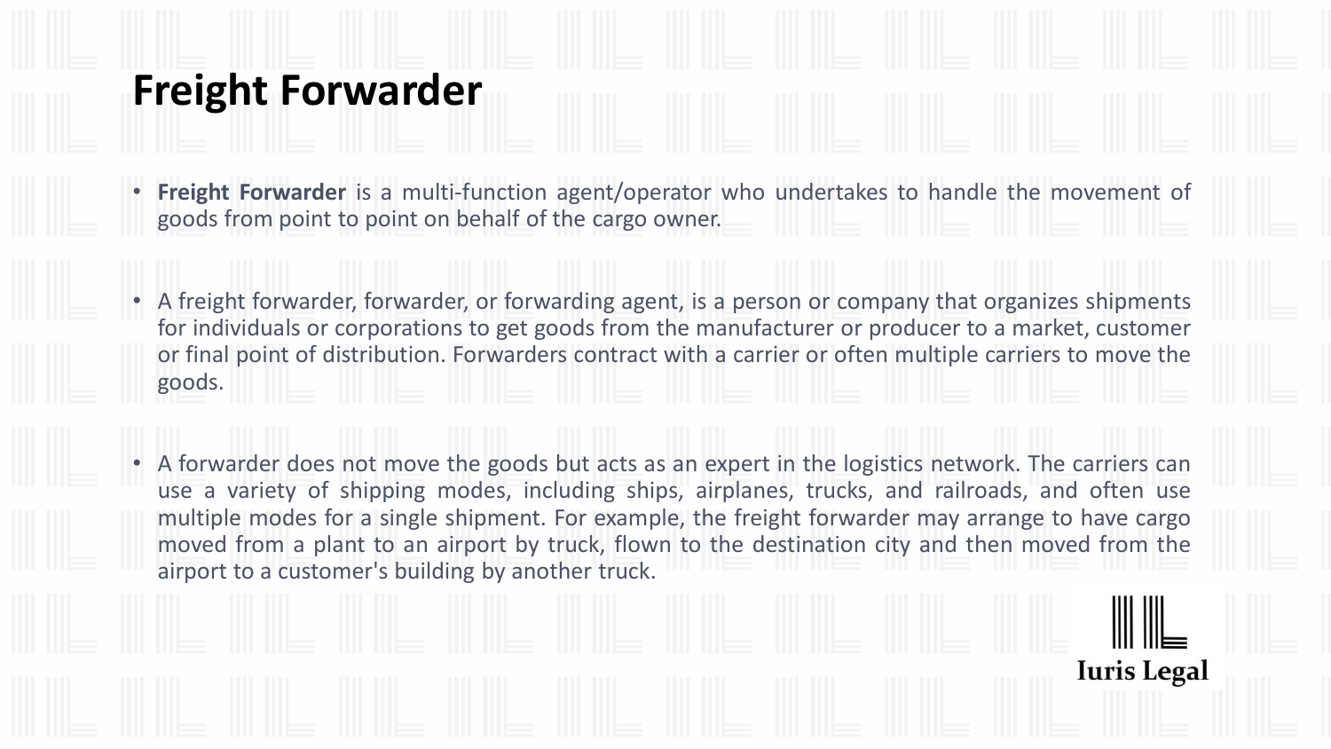# Freight Forwarder

- **Freight Forwarder** is a multi-function agent/operator who undertakes to handle the movement of goods from point to point on behalf of the cargo owner.

- A freight forwarder, forwarder, or forwarding agent, is a person or company that organizes shipments for individuals or corporations to get goods from the manufacturer or producer to a market, customer or final point of distribution. Forwarders contract with a carrier or often multiple carriers to move the goods.

- A forwarder does not move the goods but acts as an expert in the logistics network. The carriers can use a variety of shipping modes, including ships, airplanes, trucks, and railroads, and often use multiple modes for a single shipment. For example, the freight forwarder may arrange to have cargo moved from a plant to an airport by truck, flown to the destination city and then moved from the airport to a customer's building by another truck.

Iuris Legal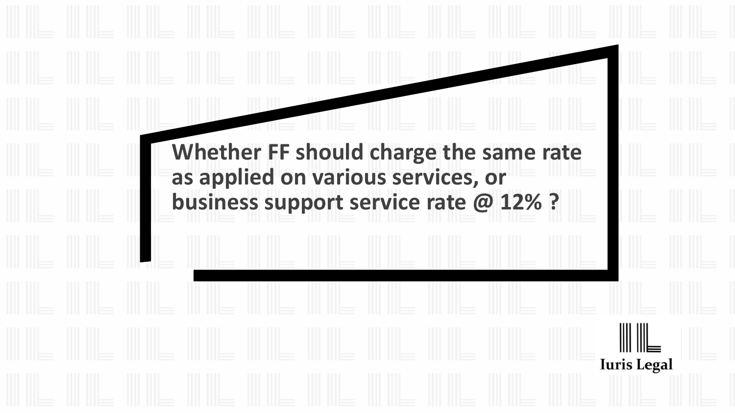**Whether FF should charge the same rate as applied on various services, or business support service rate @ 12% ?**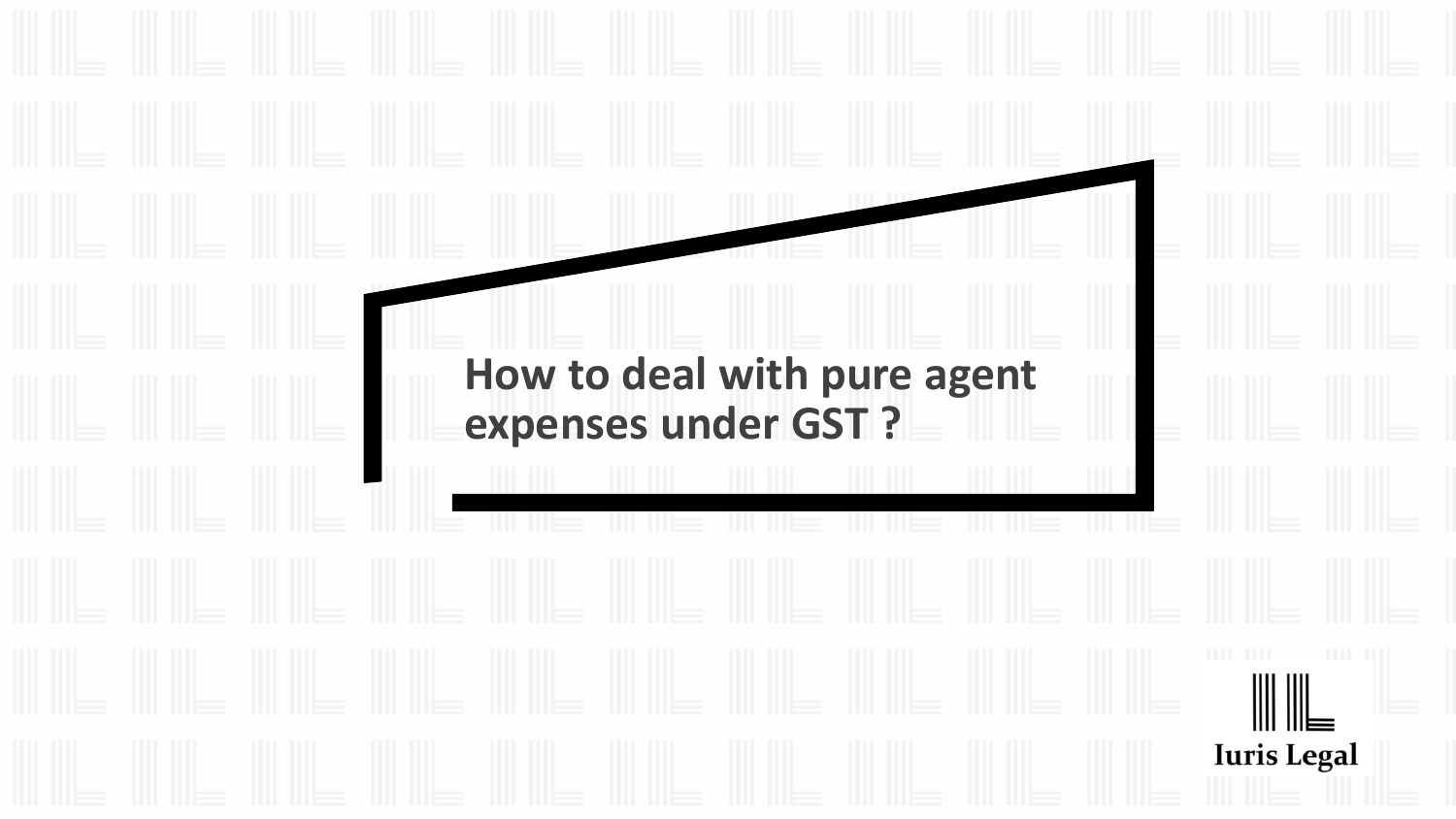# How to deal with pure agent expenses under GST ?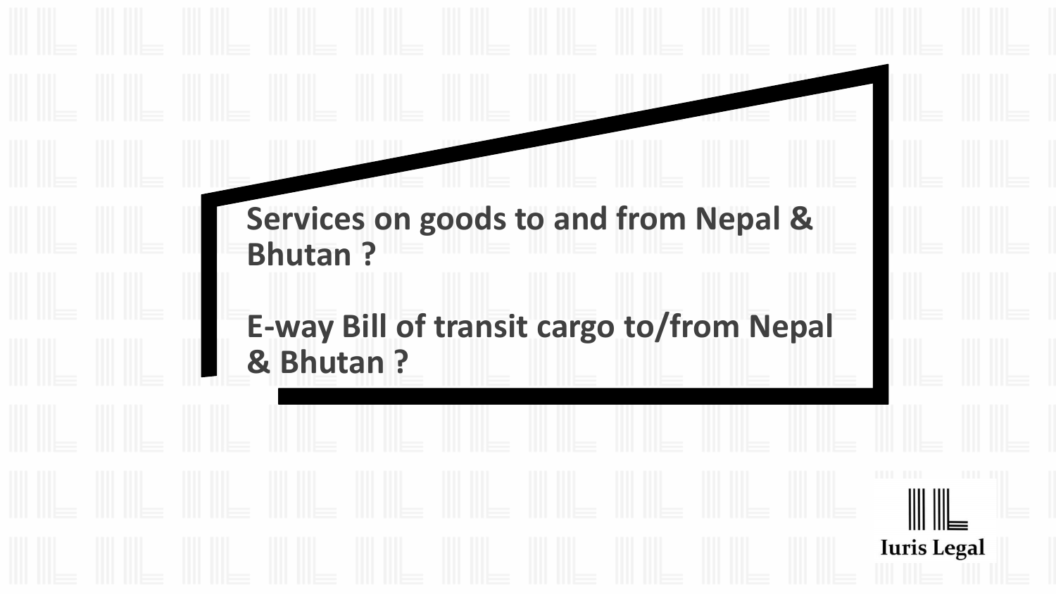**Services on goods to and from Nepal & Bhutan ?**

**E-way Bill of transit cargo to/from Nepal & Bhutan ?**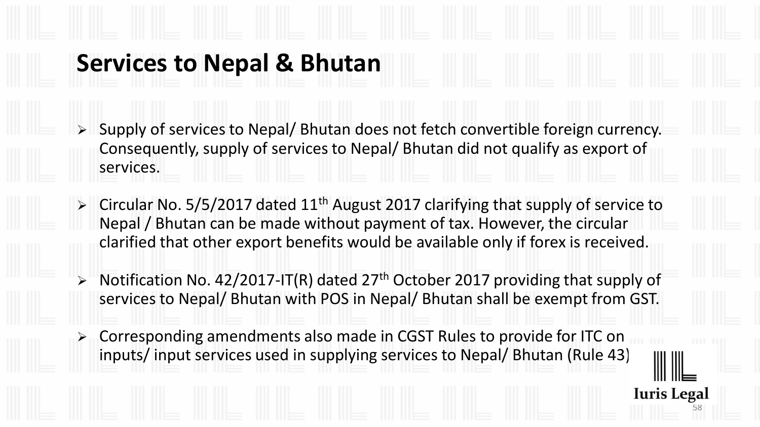# Services to Nepal & Bhutan

- Supply of services to Nepal/ Bhutan does not fetch convertible foreign currency. Consequently, supply of services to Nepal/ Bhutan did not qualify as export of services.
- Circular No. 5/5/2017 dated 11th August 2017 clarifying that supply of service to Nepal / Bhutan can be made without payment of tax. However, the circular clarified that other export benefits would be available only if forex is received.
- Notification No. 42/2017-IT(R) dated 27th October 2017 providing that supply of services to Nepal/ Bhutan with POS in Nepal/ Bhutan shall be exempt from GST.
- Corresponding amendments also made in CGST Rules to provide for ITC on inputs/ input services used in supplying services to Nepal/ Bhutan (Rule 43)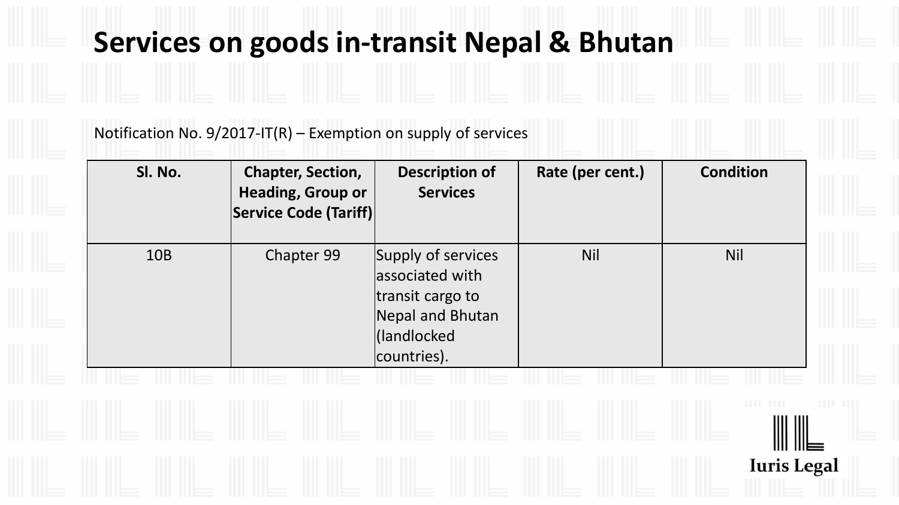# Services on goods in-transit Nepal & Bhutan

Notification No. 9/2017-IT(R) – Exemption on supply of services

| Sl. No. | Chapter, Section, Heading, Group or Service Code (Tariff) | Description of Services | Rate (per cent.) | Condition |
|---|---|---|---|---|
| 10B | Chapter 99 | Supply of services associated with transit cargo to Nepal and Bhutan (landlocked countries). | Nil | Nil |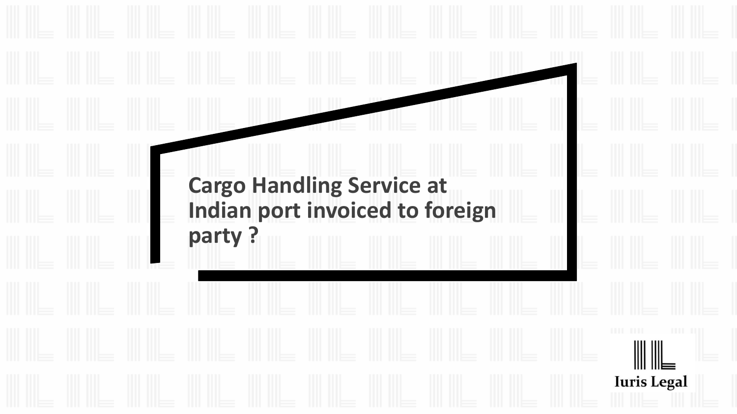# Cargo Handling Service at Indian port invoiced to foreign party ?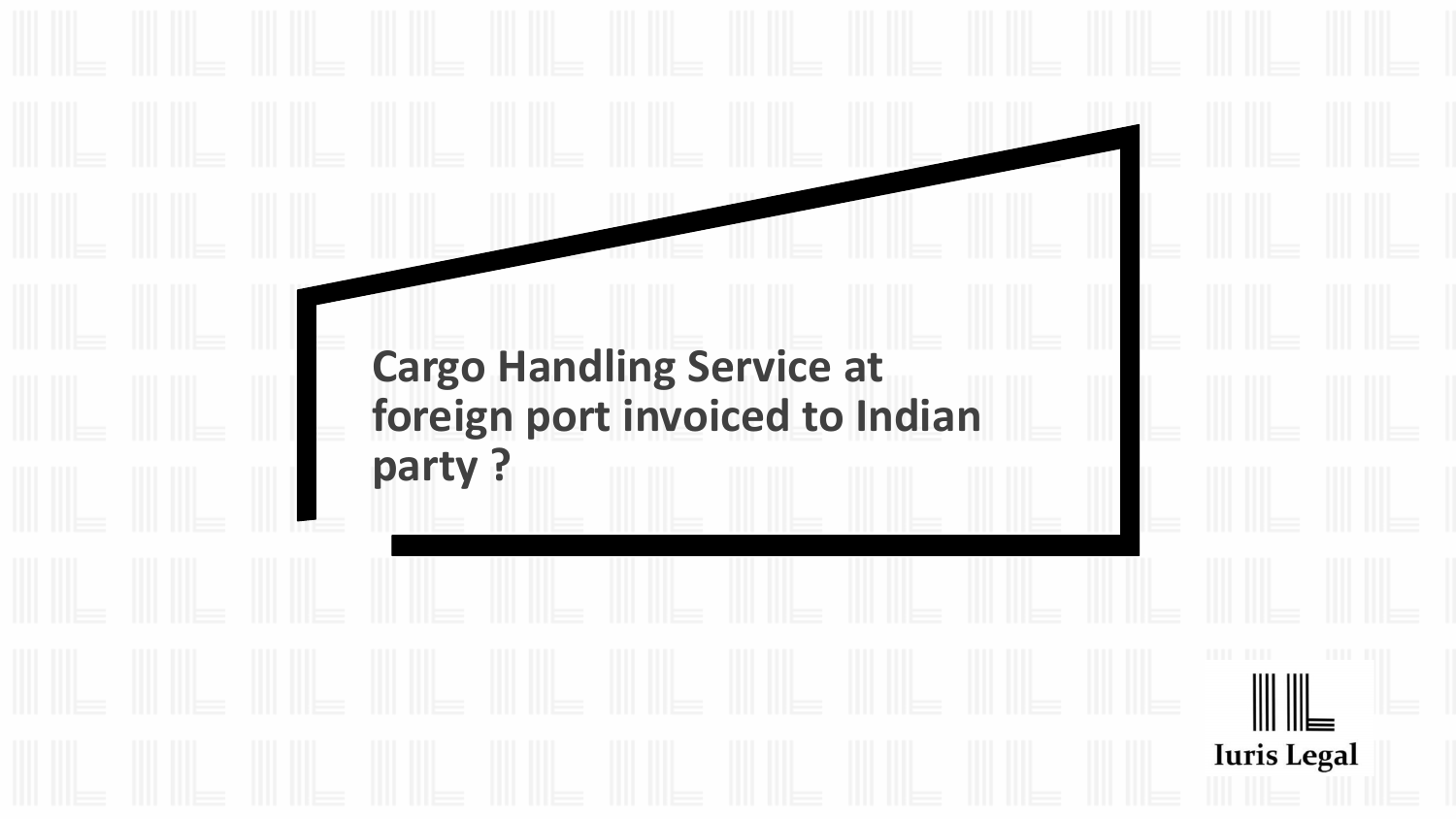# Cargo Handling Service at foreign port invoiced to Indian party ?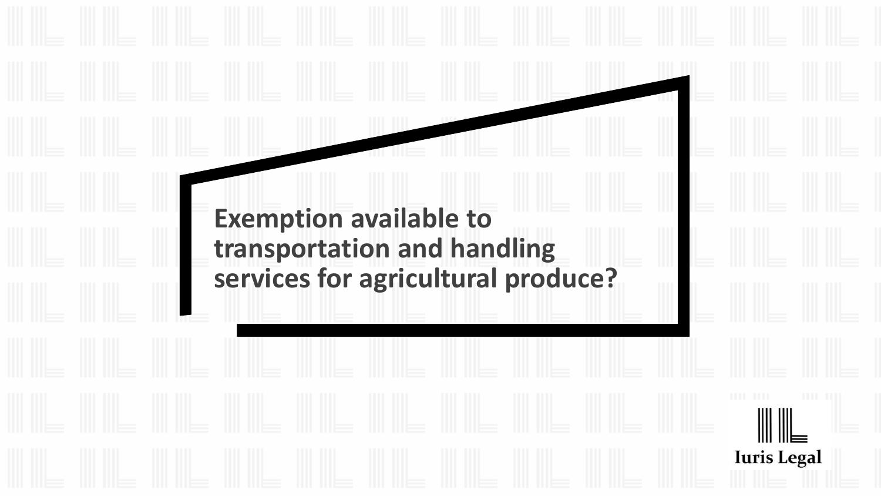# Exemption available to transportation and handling services for agricultural produce?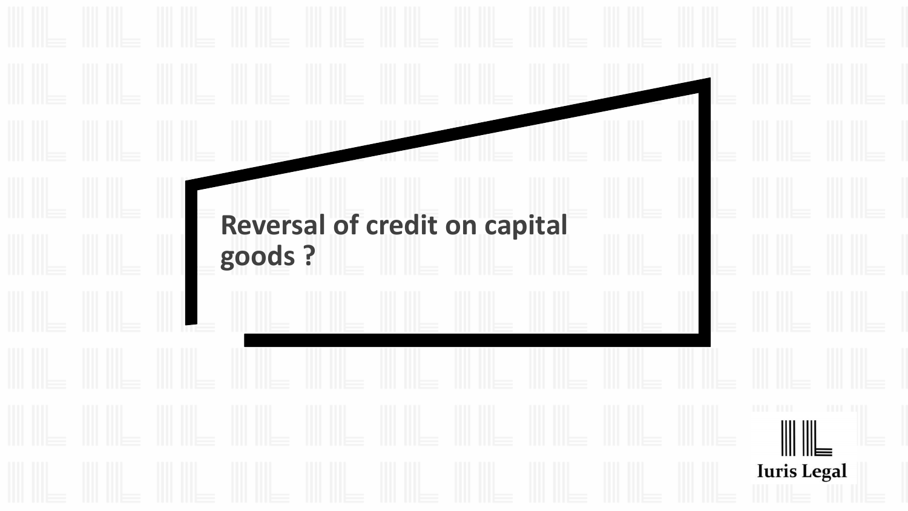# Reversal of credit on capital goods ?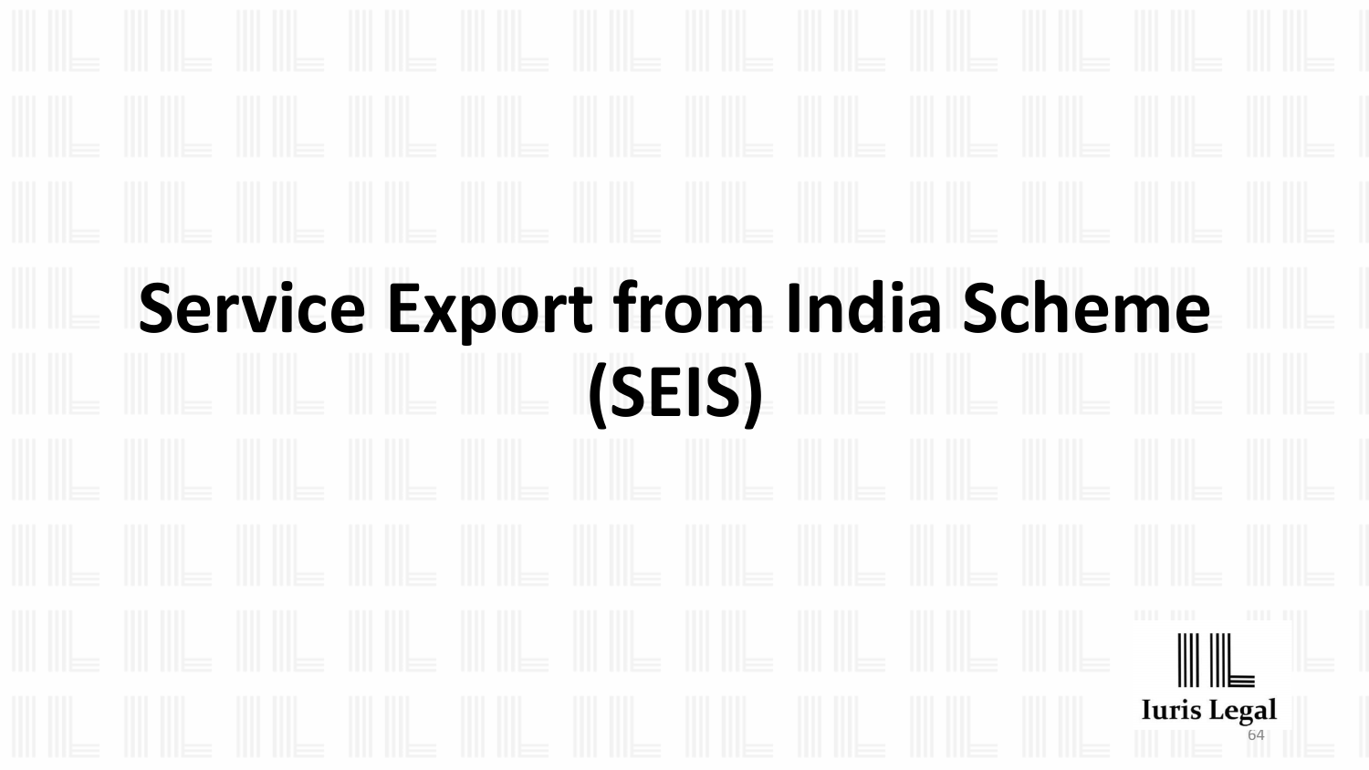# Service Export from India Scheme (SEIS)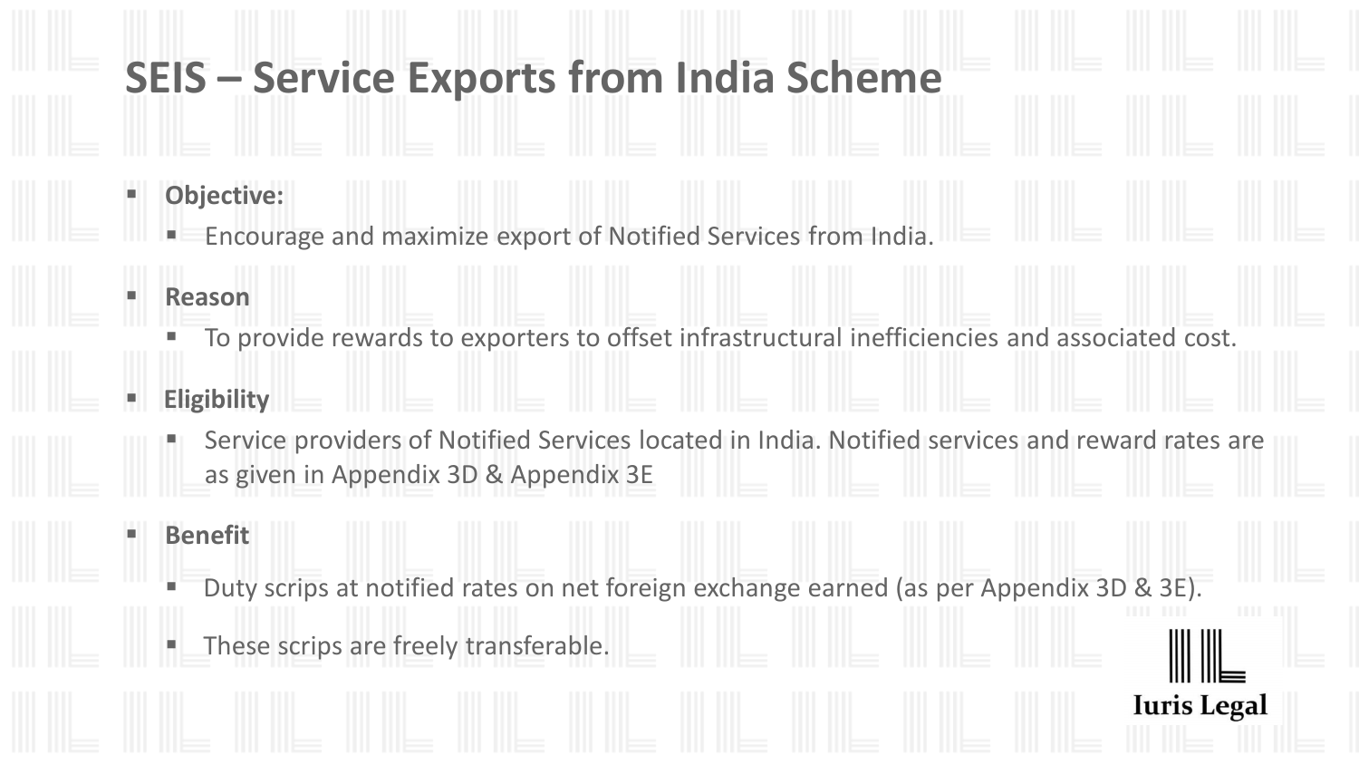# SEIS – Service Exports from India Scheme

- **Objective:**
  - Encourage and maximize export of Notified Services from India.
- **Reason**
  - To provide rewards to exporters to offset infrastructural inefficiencies and associated cost.
- **Eligibility**
  - Service providers of Notified Services located in India. Notified services and reward rates are as given in Appendix 3D & Appendix 3E
- **Benefit**
  - Duty scrips at notified rates on net foreign exchange earned (as per Appendix 3D & 3E).
  - These scrips are freely transferable.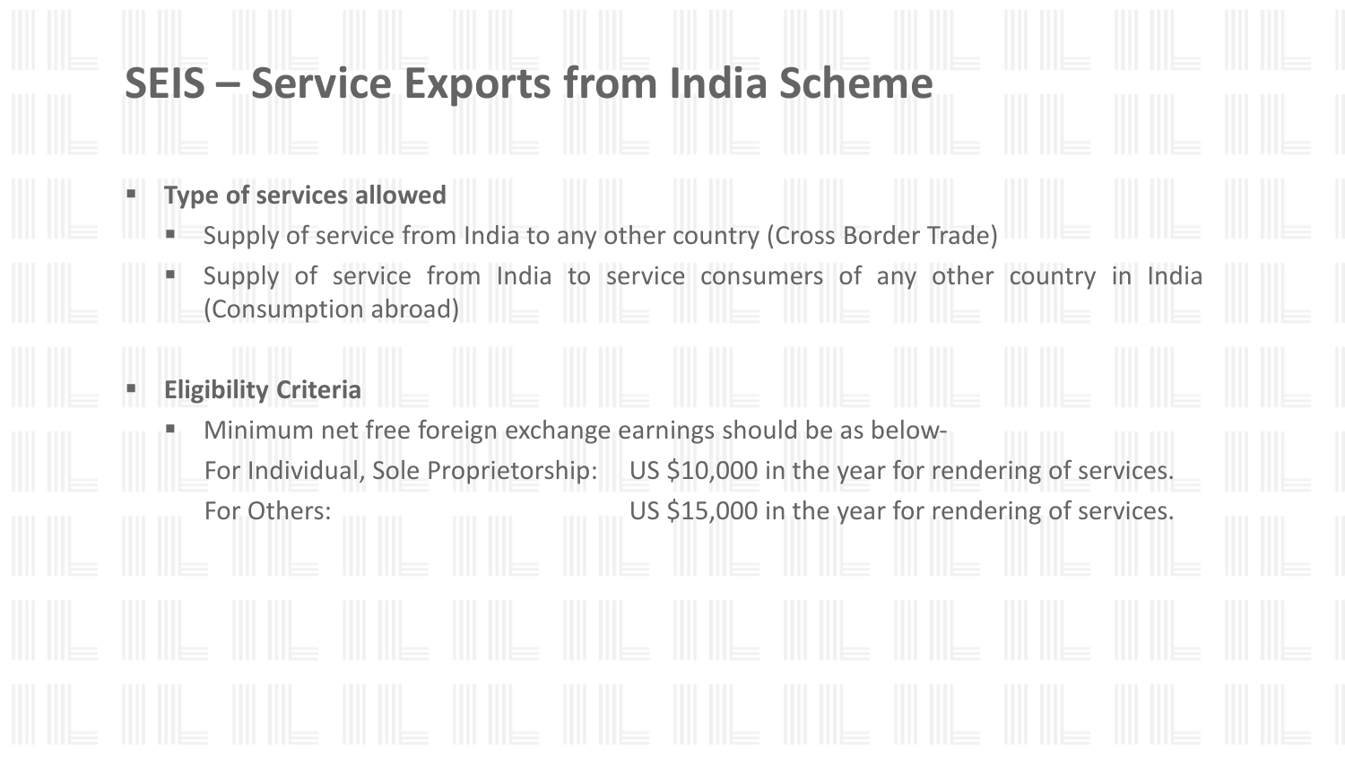# SEIS – Service Exports from India Scheme

- **Type of services allowed**
  - Supply of service from India to any other country (Cross Border Trade)
  - Supply of service from India to service consumers of any other country in India (Consumption abroad)

- **Eligibility Criteria**
  - Minimum net free foreign exchange earnings should be as below-

    For Individual, Sole Proprietorship: US $10,000 in the year for rendering of services.

    For Others: US $15,000 in the year for rendering of services.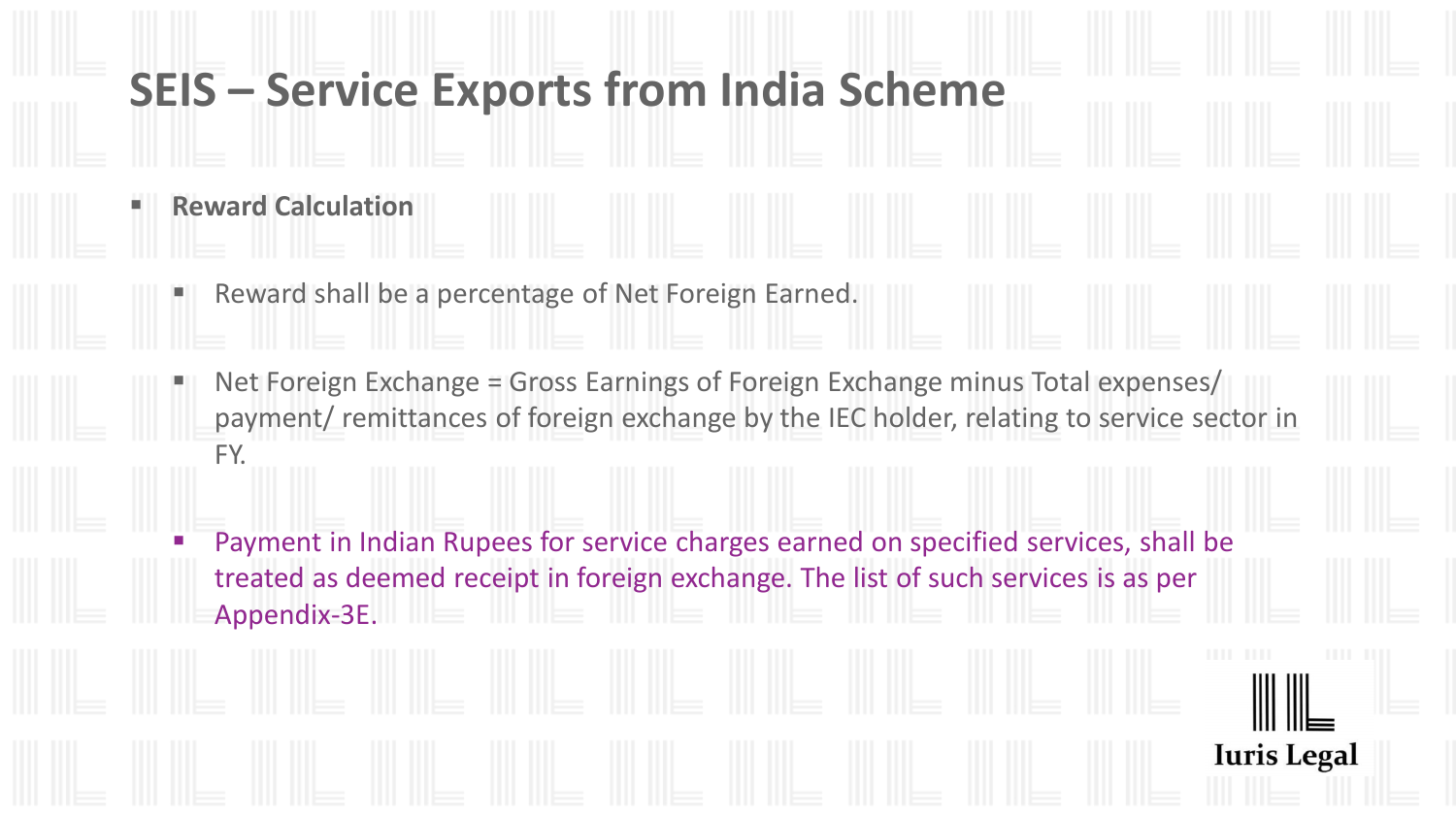# SEIS – Service Exports from India Scheme

- **Reward Calculation**
  - Reward shall be a percentage of Net Foreign Earned.
  - Net Foreign Exchange = Gross Earnings of Foreign Exchange minus Total expenses/ payment/ remittances of foreign exchange by the IEC holder, relating to service sector in FY.
  - Payment in Indian Rupees for service charges earned on specified services, shall be treated as deemed receipt in foreign exchange. The list of such services is as per Appendix-3E.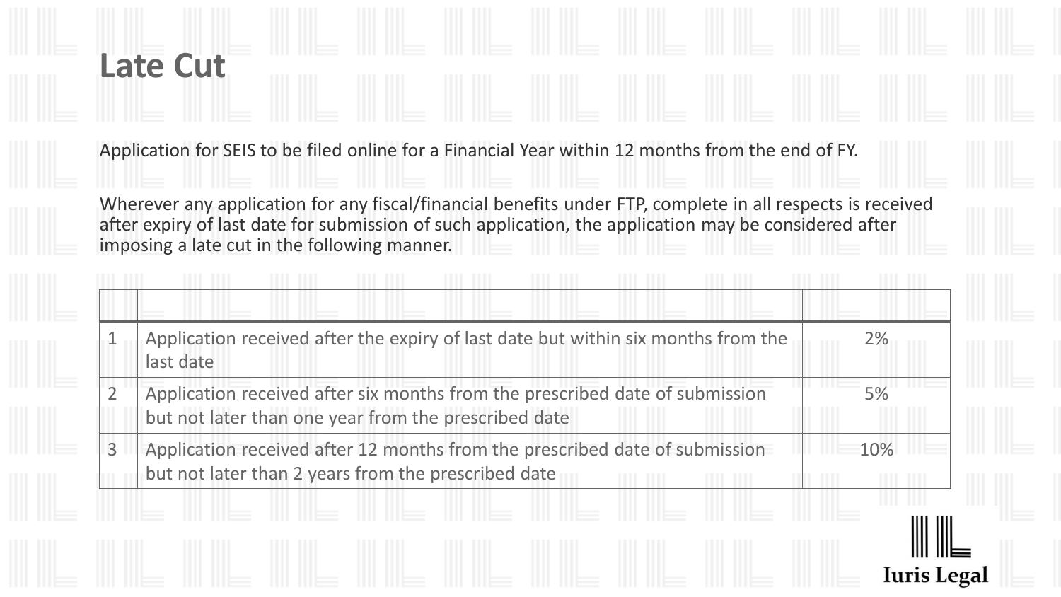# Late Cut

Application for SEIS to be filed online for a Financial Year within 12 months from the end of FY.

Wherever any application for any fiscal/financial benefits under FTP, complete in all respects is received after expiry of last date for submission of such application, the application may be considered after imposing a late cut in the following manner.

| | | |
|---|---|---|
| 1 | Application received after the expiry of last date but within six months from the last date | 2% |
| 2 | Application received after six months from the prescribed date of submission but not later than one year from the prescribed date | 5% |
| 3 | Application received after 12 months from the prescribed date of submission but not later than 2 years from the prescribed date | 10% |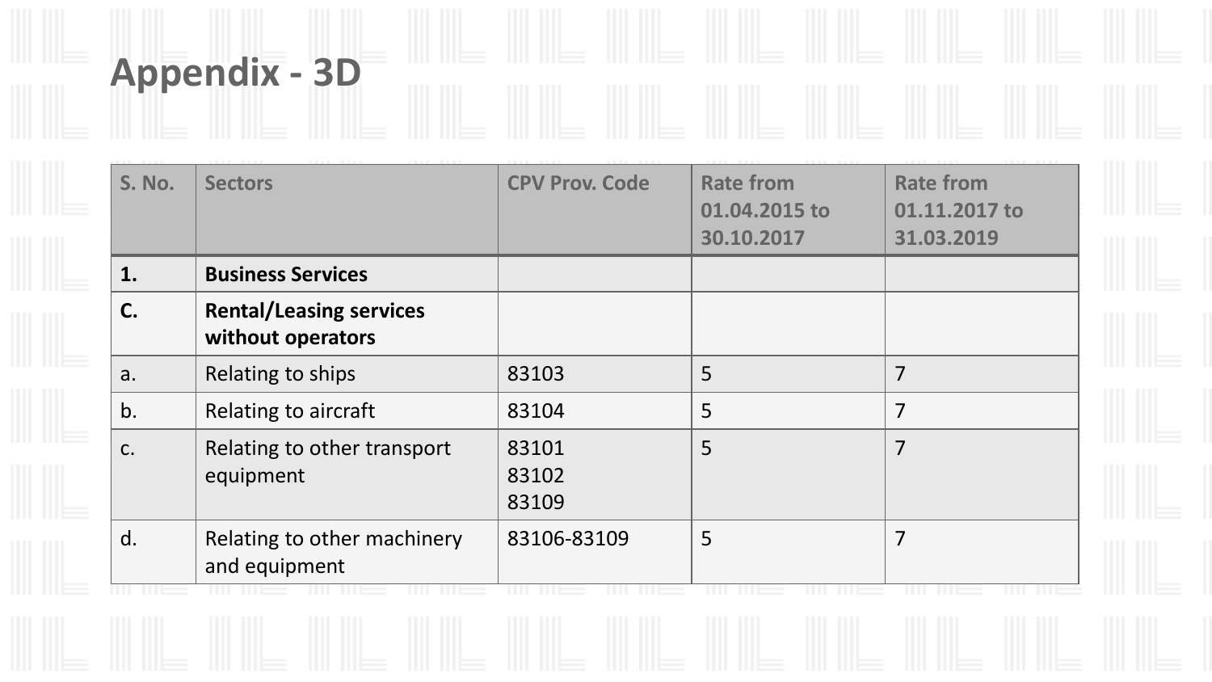# Appendix - 3D

| S. No. | Sectors | CPV Prov. Code | Rate from 01.04.2015 to 30.10.2017 | Rate from 01.11.2017 to 31.03.2019 |
|---|---|---|---|---|
| **1.** | **Business Services** | | | |
| **C.** | **Rental/Leasing services without operators** | | | |
| a. | Relating to ships | 83103 | 5 | 7 |
| b. | Relating to aircraft | 83104 | 5 | 7 |
| c. | Relating to other transport equipment | 83101<br>83102<br>83109 | 5 | 7 |
| d. | Relating to other machinery and equipment | 83106-83109 | 5 | 7 |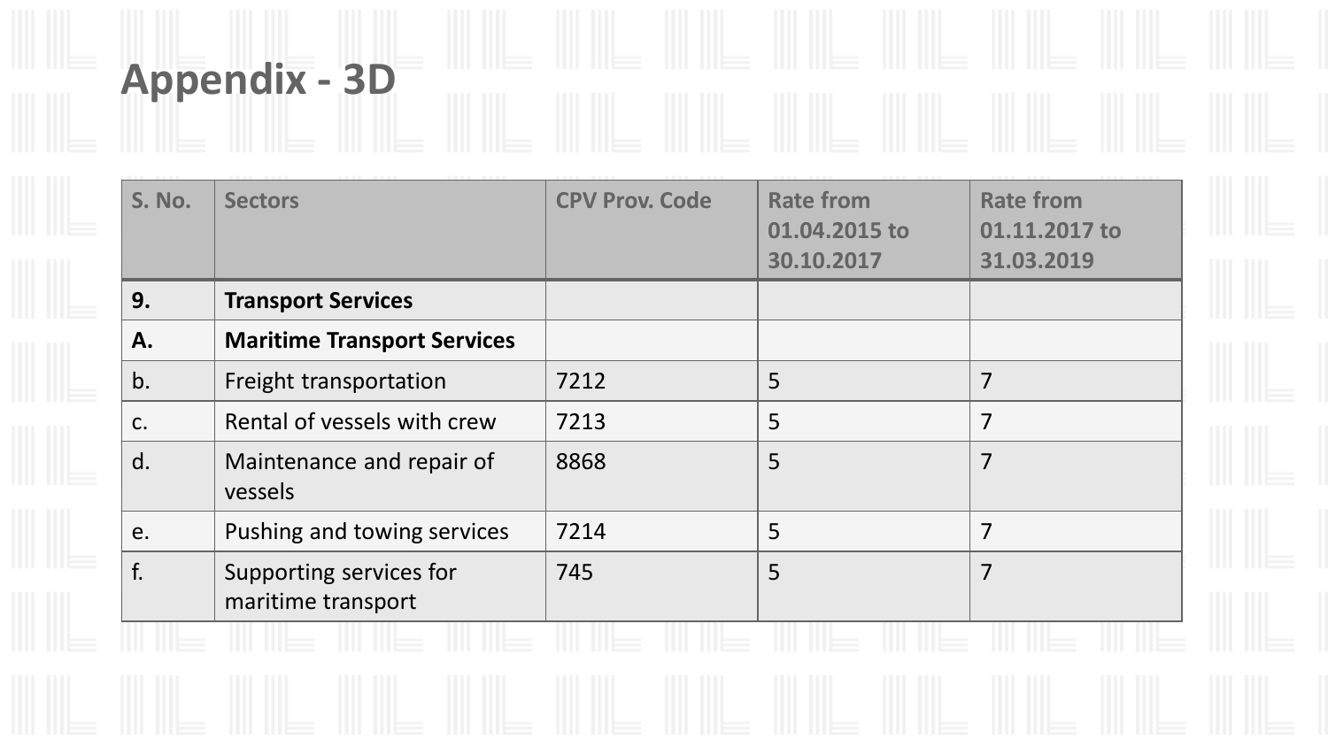# Appendix - 3D

| S. No. | Sectors | CPV Prov. Code | Rate from 01.04.2015 to 30.10.2017 | Rate from 01.11.2017 to 31.03.2019 |
|---|---|---|---|---|
| **9.** | **Transport Services** | | | |
| **A.** | **Maritime Transport Services** | | | |
| b. | Freight transportation | 7212 | 5 | 7 |
| c. | Rental of vessels with crew | 7213 | 5 | 7 |
| d. | Maintenance and repair of vessels | 8868 | 5 | 7 |
| e. | Pushing and towing services | 7214 | 5 | 7 |
| f. | Supporting services for maritime transport | 745 | 5 | 7 |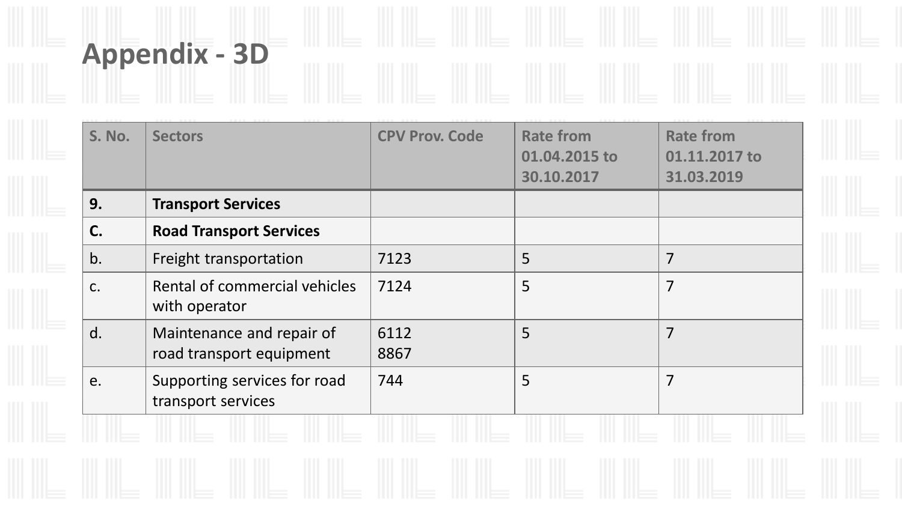# Appendix - 3D

| S. No. | Sectors | CPV Prov. Code | Rate from 01.04.2015 to 30.10.2017 | Rate from 01.11.2017 to 31.03.2019 |
|---|---|---|---|---|
| **9.** | **Transport Services** | | | |
| **C.** | **Road Transport Services** | | | |
| b. | Freight transportation | 7123 | 5 | 7 |
| c. | Rental of commercial vehicles with operator | 7124 | 5 | 7 |
| d. | Maintenance and repair of road transport equipment | 6112 8867 | 5 | 7 |
| e. | Supporting services for road transport services | 744 | 5 | 7 |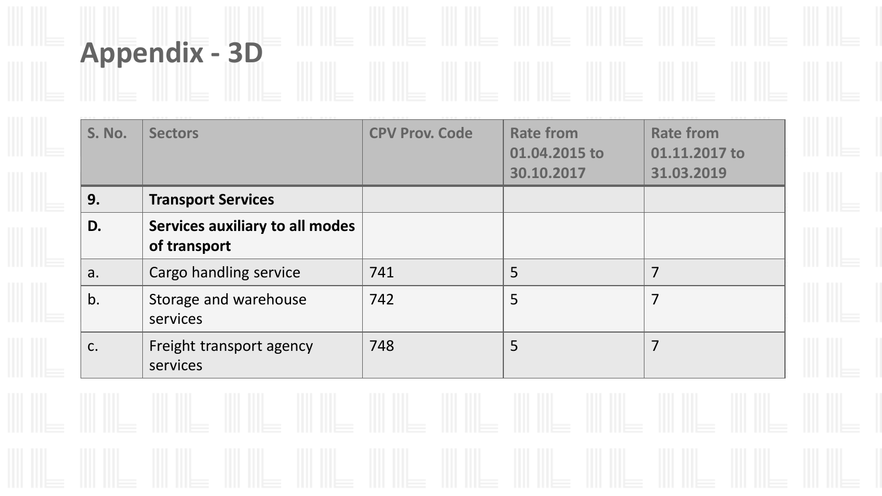# Appendix - 3D

| S. No. | Sectors | CPV Prov. Code | Rate from 01.04.2015 to 30.10.2017 | Rate from 01.11.2017 to 31.03.2019 |
|---|---|---|---|---|
| **9.** | **Transport Services** | | | |
| **D.** | **Services auxiliary to all modes of transport** | | | |
| a. | Cargo handling service | 741 | 5 | 7 |
| b. | Storage and warehouse services | 742 | 5 | 7 |
| c. | Freight transport agency services | 748 | 5 | 7 |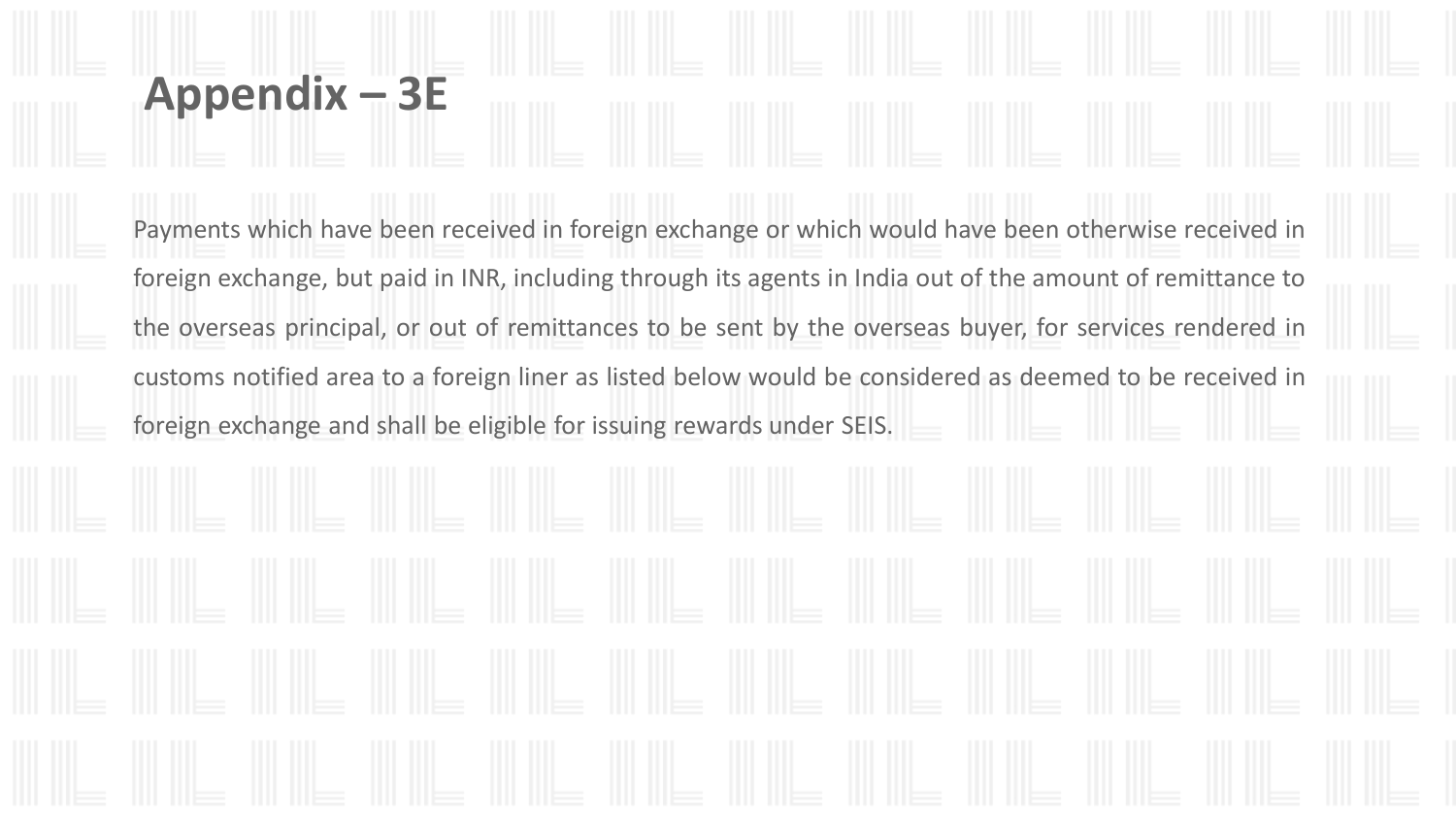# Appendix – 3E

Payments which have been received in foreign exchange or which would have been otherwise received in foreign exchange, but paid in INR, including through its agents in India out of the amount of remittance to the overseas principal, or out of remittances to be sent by the overseas buyer, for services rendered in customs notified area to a foreign liner as listed below would be considered as deemed to be received in foreign exchange and shall be eligible for issuing rewards under SEIS.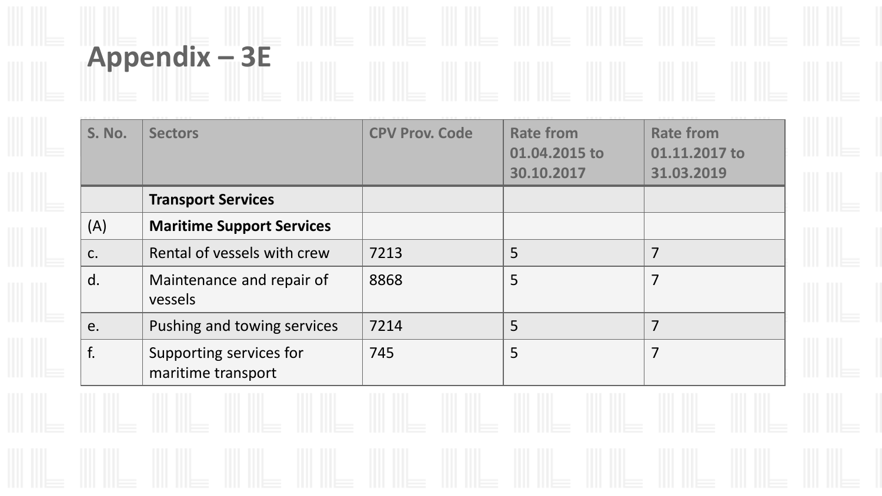# Appendix – 3E

| S. No. | Sectors | CPV Prov. Code | Rate from 01.04.2015 to 30.10.2017 | Rate from 01.11.2017 to 31.03.2019 |
|---|---|---|---|---|
| | **Transport Services** | | | |
| (A) | **Maritime Support Services** | | | |
| c. | Rental of vessels with crew | 7213 | 5 | 7 |
| d. | Maintenance and repair of vessels | 8868 | 5 | 7 |
| e. | Pushing and towing services | 7214 | 5 | 7 |
| f. | Supporting services for maritime transport | 745 | 5 | 7 |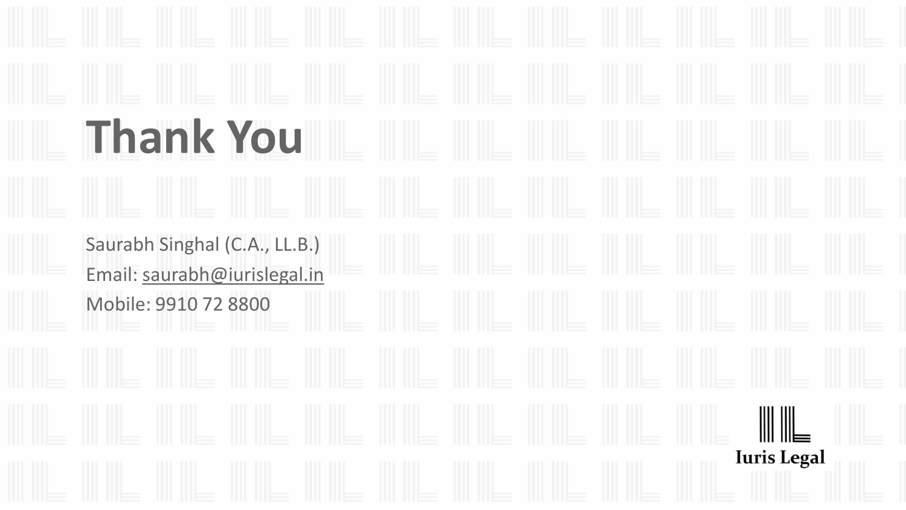# Thank You

Saurabh Singhal (C.A., LL.B.)

Email: saurabh@iurislegal.in

Mobile: 9910 72 8800

Iuris Legal